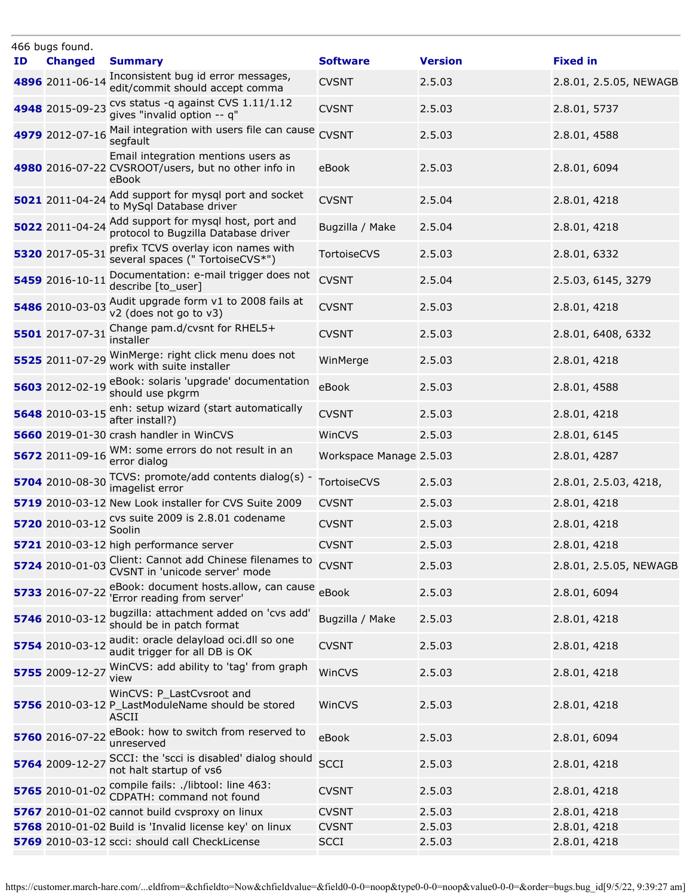466 bugs found.

| ID | Changed | Summary | Software | Version | Fixed in |
|---|---|---|---|---|---|
| 4896 | 2011-06-14 | Inconsistent bug id error messages, edit/commit should accept comma | CVSNT | 2.5.03 | 2.8.01, 2.5.05, NEWAGB |
| 4948 | 2015-09-23 | cvs status -q against CVS 1.11/1.12 gives "invalid option -- q" | CVSNT | 2.5.03 | 2.8.01, 5737 |
| 4979 | 2012-07-16 | Mail integration with users file can cause segfault | CVSNT | 2.5.03 | 2.8.01, 4588 |
| 4980 | 2016-07-22 | Email integration mentions users as CVSROOT/users, but no other info in eBook | eBook | 2.5.03 | 2.8.01, 6094 |
| 5021 | 2011-04-24 | Add support for mysql port and socket to MySql Database driver | CVSNT | 2.5.04 | 2.8.01, 4218 |
| 5022 | 2011-04-24 | Add support for mysql host, port and protocol to Bugzilla Database driver | Bugzilla / Make | 2.5.04 | 2.8.01, 4218 |
| 5320 | 2017-05-31 | prefix TCVS overlay icon names with several spaces (" TortoiseCVS*") | TortoiseCVS | 2.5.03 | 2.8.01, 6332 |
| 5459 | 2016-10-11 | Documentation: e-mail trigger does not describe [to_user] | CVSNT | 2.5.04 | 2.5.03, 6145, 3279 |
| 5486 | 2010-03-03 | Audit upgrade form v1 to 2008 fails at v2 (does not go to v3) | CVSNT | 2.5.03 | 2.8.01, 4218 |
| 5501 | 2017-07-31 | Change pam.d/cvsnt for RHEL5+ installer | CVSNT | 2.5.03 | 2.8.01, 6408, 6332 |
| 5525 | 2011-07-29 | WinMerge: right click menu does not work with suite installer | WinMerge | 2.5.03 | 2.8.01, 4218 |
| 5603 | 2012-02-19 | eBook: solaris 'upgrade' documentation should use pkgrm | eBook | 2.5.03 | 2.8.01, 4588 |
| 5648 | 2010-03-15 | enh: setup wizard (start automatically after install?) | CVSNT | 2.5.03 | 2.8.01, 4218 |
| 5660 | 2019-01-30 | crash handler in WinCVS | WinCVS | 2.5.03 | 2.8.01, 6145 |
| 5672 | 2011-09-16 | WM: some errors do not result in an error dialog | Workspace Manage | 2.5.03 | 2.8.01, 4287 |
| 5704 | 2010-08-30 | TCVS: promote/add contents dialog(s) - imagelist error | TortoiseCVS | 2.5.03 | 2.8.01, 2.5.03, 4218, |
| 5719 | 2010-03-12 | New Look installer for CVS Suite 2009 | CVSNT | 2.5.03 | 2.8.01, 4218 |
| 5720 | 2010-03-12 | cvs suite 2009 is 2.8.01 codename Soolin | CVSNT | 2.5.03 | 2.8.01, 4218 |
| 5721 | 2010-03-12 | high performance server | CVSNT | 2.5.03 | 2.8.01, 4218 |
| 5724 | 2010-01-03 | Client: Cannot add Chinese filenames to CVSNT in 'unicode server' mode | CVSNT | 2.5.03 | 2.8.01, 2.5.05, NEWAGB |
| 5733 | 2016-07-22 | eBook: document hosts.allow, can cause 'Error reading from server' | eBook | 2.5.03 | 2.8.01, 6094 |
| 5746 | 2010-03-12 | bugzilla: attachment added on 'cvs add' should be in patch format | Bugzilla / Make | 2.5.03 | 2.8.01, 4218 |
| 5754 | 2010-03-12 | audit: oracle delayload oci.dll so one audit trigger for all DB is OK | CVSNT | 2.5.03 | 2.8.01, 4218 |
| 5755 | 2009-12-27 | WinCVS: add ability to 'tag' from graph view | WinCVS | 2.5.03 | 2.8.01, 4218 |
| 5756 | 2010-03-12 | WinCVS: P_LastCvsroot and P_LastModuleName should be stored ASCII | WinCVS | 2.5.03 | 2.8.01, 4218 |
| 5760 | 2016-07-22 | eBook: how to switch from reserved to unreserved | eBook | 2.5.03 | 2.8.01, 6094 |
| 5764 | 2009-12-27 | SCCI: the 'scci is disabled' dialog should not halt startup of vs6 | SCCI | 2.5.03 | 2.8.01, 4218 |
| 5765 | 2010-01-02 | compile fails: ./libtool: line 463: CDPATH: command not found | CVSNT | 2.5.03 | 2.8.01, 4218 |
| 5767 | 2010-01-02 | cannot build cvsproxy on linux | CVSNT | 2.5.03 | 2.8.01, 4218 |
| 5768 | 2010-01-02 | Build is 'Invalid license key' on linux | CVSNT | 2.5.03 | 2.8.01, 4218 |
| 5769 | 2010-03-12 | scci: should call CheckLicense | SCCI | 2.5.03 | 2.8.01, 4218 |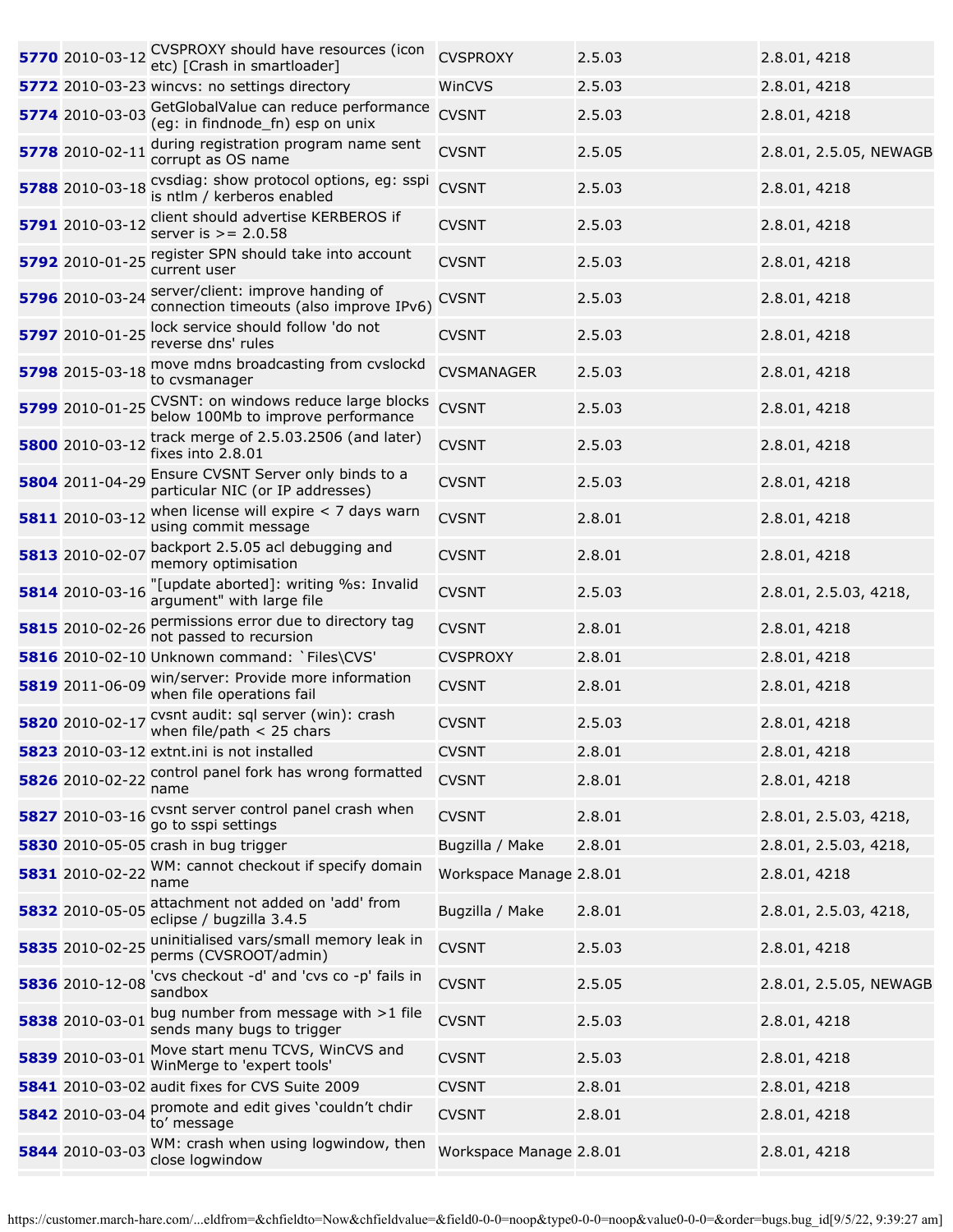| | | | | | |
|---|---|---|---|---|---|
| **5770** | 2010-03-12 | CVSPROXY should have resources (icon etc) [Crash in smartloader] | CVSPROXY | 2.5.03 | 2.8.01, 4218 |
| **5772** | 2010-03-23 | wincvs: no settings directory | WinCVS | 2.5.03 | 2.8.01, 4218 |
| **5774** | 2010-03-03 | GetGlobalValue can reduce performance (eg: in findnode_fn) esp on unix | CVSNT | 2.5.03 | 2.8.01, 4218 |
| **5778** | 2010-02-11 | during registration program name sent corrupt as OS name | CVSNT | 2.5.05 | 2.8.01, 2.5.05, NEWAGB |
| **5788** | 2010-03-18 | cvsdiag: show protocol options, eg: sspi is ntlm / kerberos enabled | CVSNT | 2.5.03 | 2.8.01, 4218 |
| **5791** | 2010-03-12 | client should advertise KERBEROS if server is >= 2.0.58 | CVSNT | 2.5.03 | 2.8.01, 4218 |
| **5792** | 2010-01-25 | register SPN should take into account current user | CVSNT | 2.5.03 | 2.8.01, 4218 |
| **5796** | 2010-03-24 | server/client: improve handing of connection timeouts (also improve IPv6) | CVSNT | 2.5.03 | 2.8.01, 4218 |
| **5797** | 2010-01-25 | lock service should follow 'do not reverse dns' rules | CVSNT | 2.5.03 | 2.8.01, 4218 |
| **5798** | 2015-03-18 | move mdns broadcasting from cvslockd to cvsmanager | CVSMANAGER | 2.5.03 | 2.8.01, 4218 |
| **5799** | 2010-01-25 | CVSNT: on windows reduce large blocks below 100Mb to improve performance | CVSNT | 2.5.03 | 2.8.01, 4218 |
| **5800** | 2010-03-12 | track merge of 2.5.03.2506 (and later) fixes into 2.8.01 | CVSNT | 2.5.03 | 2.8.01, 4218 |
| **5804** | 2011-04-29 | Ensure CVSNT Server only binds to a particular NIC (or IP addresses) | CVSNT | 2.5.03 | 2.8.01, 4218 |
| **5811** | 2010-03-12 | when license will expire < 7 days warn using commit message | CVSNT | 2.8.01 | 2.8.01, 4218 |
| **5813** | 2010-02-07 | backport 2.5.05 acl debugging and memory optimisation | CVSNT | 2.8.01 | 2.8.01, 4218 |
| **5814** | 2010-03-16 | "[update aborted]: writing %s: Invalid argument" with large file | CVSNT | 2.5.03 | 2.8.01, 2.5.03, 4218, |
| **5815** | 2010-02-26 | permissions error due to directory tag not passed to recursion | CVSNT | 2.8.01 | 2.8.01, 4218 |
| **5816** | 2010-02-10 | Unknown command: `Files\CVS' | CVSPROXY | 2.8.01 | 2.8.01, 4218 |
| **5819** | 2011-06-09 | win/server: Provide more information when file operations fail | CVSNT | 2.8.01 | 2.8.01, 4218 |
| **5820** | 2010-02-17 | cvsnt audit: sql server (win): crash when file/path < 25 chars | CVSNT | 2.5.03 | 2.8.01, 4218 |
| **5823** | 2010-03-12 | extnt.ini is not installed | CVSNT | 2.8.01 | 2.8.01, 4218 |
| **5826** | 2010-02-22 | control panel fork has wrong formatted name | CVSNT | 2.8.01 | 2.8.01, 4218 |
| **5827** | 2010-03-16 | cvsnt server control panel crash when go to sspi settings | CVSNT | 2.8.01 | 2.8.01, 2.5.03, 4218, |
| **5830** | 2010-05-05 | crash in bug trigger | Bugzilla / Make | 2.8.01 | 2.8.01, 2.5.03, 4218, |
| **5831** | 2010-02-22 | WM: cannot checkout if specify domain name | Workspace Manage | 2.8.01 | 2.8.01, 4218 |
| **5832** | 2010-05-05 | attachment not added on 'add' from eclipse / bugzilla 3.4.5 | Bugzilla / Make | 2.8.01 | 2.8.01, 2.5.03, 4218, |
| **5835** | 2010-02-25 | uninitialised vars/small memory leak in perms (CVSROOT/admin) | CVSNT | 2.5.03 | 2.8.01, 4218 |
| **5836** | 2010-12-08 | 'cvs checkout -d' and 'cvs co -p' fails in sandbox | CVSNT | 2.5.05 | 2.8.01, 2.5.05, NEWAGB |
| **5838** | 2010-03-01 | bug number from message with >1 file sends many bugs to trigger | CVSNT | 2.5.03 | 2.8.01, 4218 |
| **5839** | 2010-03-01 | Move start menu TCVS, WinCVS and WinMerge to 'expert tools' | CVSNT | 2.5.03 | 2.8.01, 4218 |
| **5841** | 2010-03-02 | audit fixes for CVS Suite 2009 | CVSNT | 2.8.01 | 2.8.01, 4218 |
| **5842** | 2010-03-04 | promote and edit gives 'couldn't chdir to' message | CVSNT | 2.8.01 | 2.8.01, 4218 |
| **5844** | 2010-03-03 | WM: crash when using logwindow, then close logwindow | Workspace Manage | 2.8.01 | 2.8.01, 4218 |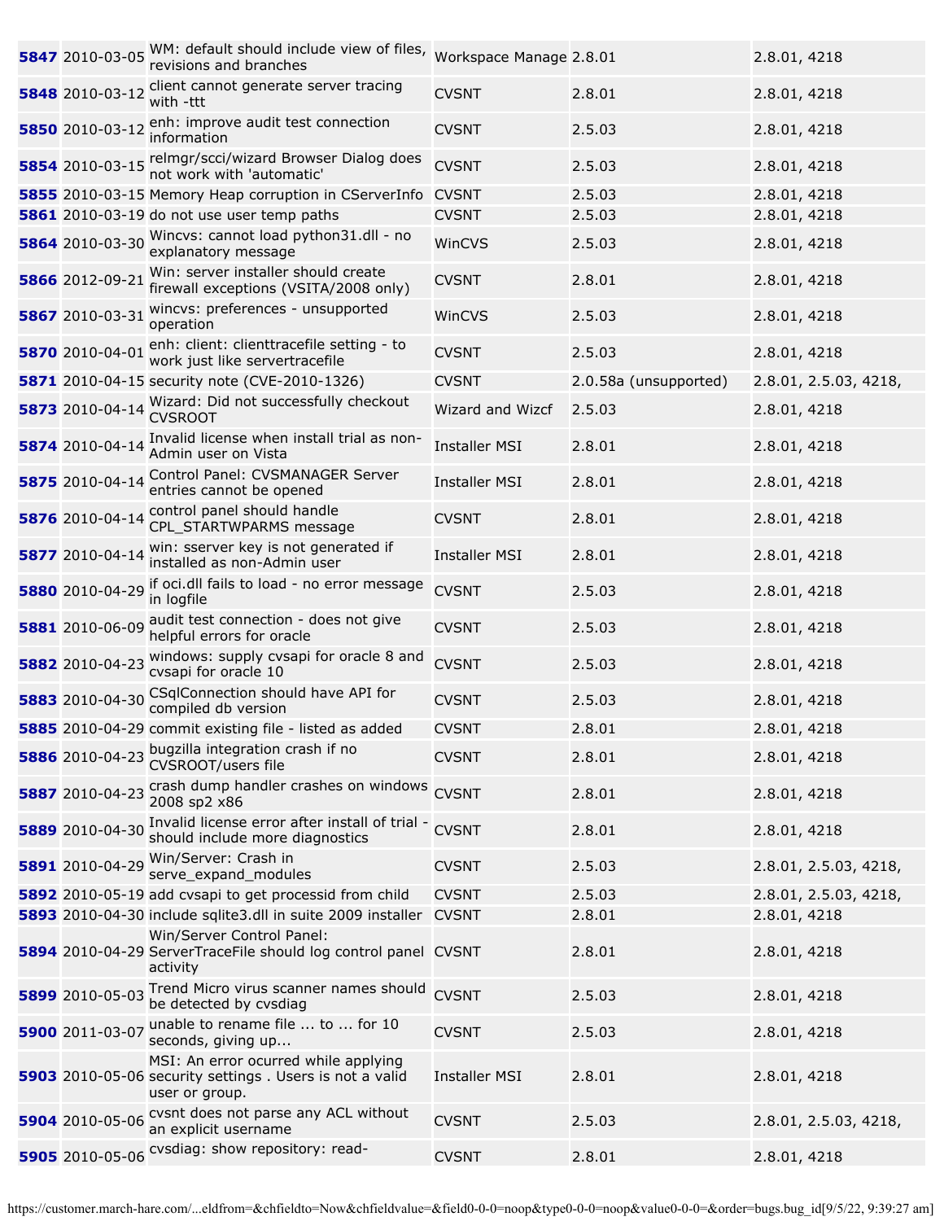| | | | | | |
|---|---|---|---|---|---|
| **5847** | 2010-03-05 | WM: default should include view of files, revisions and branches | Workspace Manage | 2.8.01 | 2.8.01, 4218 |
| **5848** | 2010-03-12 | client cannot generate server tracing with -ttt | CVSNT | 2.8.01 | 2.8.01, 4218 |
| **5850** | 2010-03-12 | enh: improve audit test connection information | CVSNT | 2.5.03 | 2.8.01, 4218 |
| **5854** | 2010-03-15 | relmgr/scci/wizard Browser Dialog does not work with 'automatic' | CVSNT | 2.5.03 | 2.8.01, 4218 |
| **5855** | 2010-03-15 | Memory Heap corruption in CServerInfo | CVSNT | 2.5.03 | 2.8.01, 4218 |
| **5861** | 2010-03-19 | do not use user temp paths | CVSNT | 2.5.03 | 2.8.01, 4218 |
| **5864** | 2010-03-30 | Wincvs: cannot load python31.dll - no explanatory message | WinCVS | 2.5.03 | 2.8.01, 4218 |
| **5866** | 2012-09-21 | Win: server installer should create firewall exceptions (VSITA/2008 only) | CVSNT | 2.8.01 | 2.8.01, 4218 |
| **5867** | 2010-03-31 | wincvs: preferences - unsupported operation | WinCVS | 2.5.03 | 2.8.01, 4218 |
| **5870** | 2010-04-01 | enh: client: clienttracefile setting - to work just like servertracefile | CVSNT | 2.5.03 | 2.8.01, 4218 |
| **5871** | 2010-04-15 | security note (CVE-2010-1326) | CVSNT | 2.0.58a (unsupported) | 2.8.01, 2.5.03, 4218, |
| **5873** | 2010-04-14 | Wizard: Did not successfully checkout CVSROOT | Wizard and Wizcf | 2.5.03 | 2.8.01, 4218 |
| **5874** | 2010-04-14 | Invalid license when install trial as non-Admin user on Vista | Installer MSI | 2.8.01 | 2.8.01, 4218 |
| **5875** | 2010-04-14 | Control Panel: CVSMANAGER Server entries cannot be opened | Installer MSI | 2.8.01 | 2.8.01, 4218 |
| **5876** | 2010-04-14 | control panel should handle CPL_STARTWPARMS message | CVSNT | 2.8.01 | 2.8.01, 4218 |
| **5877** | 2010-04-14 | win: sserver key is not generated if installed as non-Admin user | Installer MSI | 2.8.01 | 2.8.01, 4218 |
| **5880** | 2010-04-29 | if oci.dll fails to load - no error message in logfile | CVSNT | 2.5.03 | 2.8.01, 4218 |
| **5881** | 2010-06-09 | audit test connection - does not give helpful errors for oracle | CVSNT | 2.5.03 | 2.8.01, 4218 |
| **5882** | 2010-04-23 | windows: supply cvsapi for oracle 8 and cvsapi for oracle 10 | CVSNT | 2.5.03 | 2.8.01, 4218 |
| **5883** | 2010-04-30 | CSqlConnection should have API for compiled db version | CVSNT | 2.5.03 | 2.8.01, 4218 |
| **5885** | 2010-04-29 | commit existing file - listed as added | CVSNT | 2.8.01 | 2.8.01, 4218 |
| **5886** | 2010-04-23 | bugzilla integration crash if no CVSROOT/users file | CVSNT | 2.8.01 | 2.8.01, 4218 |
| **5887** | 2010-04-23 | crash dump handler crashes on windows 2008 sp2 x86 | CVSNT | 2.8.01 | 2.8.01, 4218 |
| **5889** | 2010-04-30 | Invalid license error after install of trial - should include more diagnostics | CVSNT | 2.8.01 | 2.8.01, 4218 |
| **5891** | 2010-04-29 | Win/Server: Crash in serve_expand_modules | CVSNT | 2.5.03 | 2.8.01, 2.5.03, 4218, |
| **5892** | 2010-05-19 | add cvsapi to get processid from child | CVSNT | 2.5.03 | 2.8.01, 2.5.03, 4218, |
| **5893** | 2010-04-30 | include sqlite3.dll in suite 2009 installer | CVSNT | 2.8.01 | 2.8.01, 4218 |
| **5894** | 2010-04-29 | Win/Server Control Panel: ServerTraceFile should log control panel activity | CVSNT | 2.8.01 | 2.8.01, 4218 |
| **5899** | 2010-05-03 | Trend Micro virus scanner names should be detected by cvsdiag | CVSNT | 2.5.03 | 2.8.01, 4218 |
| **5900** | 2011-03-07 | unable to rename file ... to ... for 10 seconds, giving up... | CVSNT | 2.5.03 | 2.8.01, 4218 |
| **5903** | 2010-05-06 | MSI: An error ocurred while applying security settings . Users is not a valid user or group. | Installer MSI | 2.8.01 | 2.8.01, 4218 |
| **5904** | 2010-05-06 | cvsnt does not parse any ACL without an explicit username | CVSNT | 2.5.03 | 2.8.01, 2.5.03, 4218, |
| **5905** | 2010-05-06 | cvsdiag: show repository: read- | CVSNT | 2.8.01 | 2.8.01, 4218 |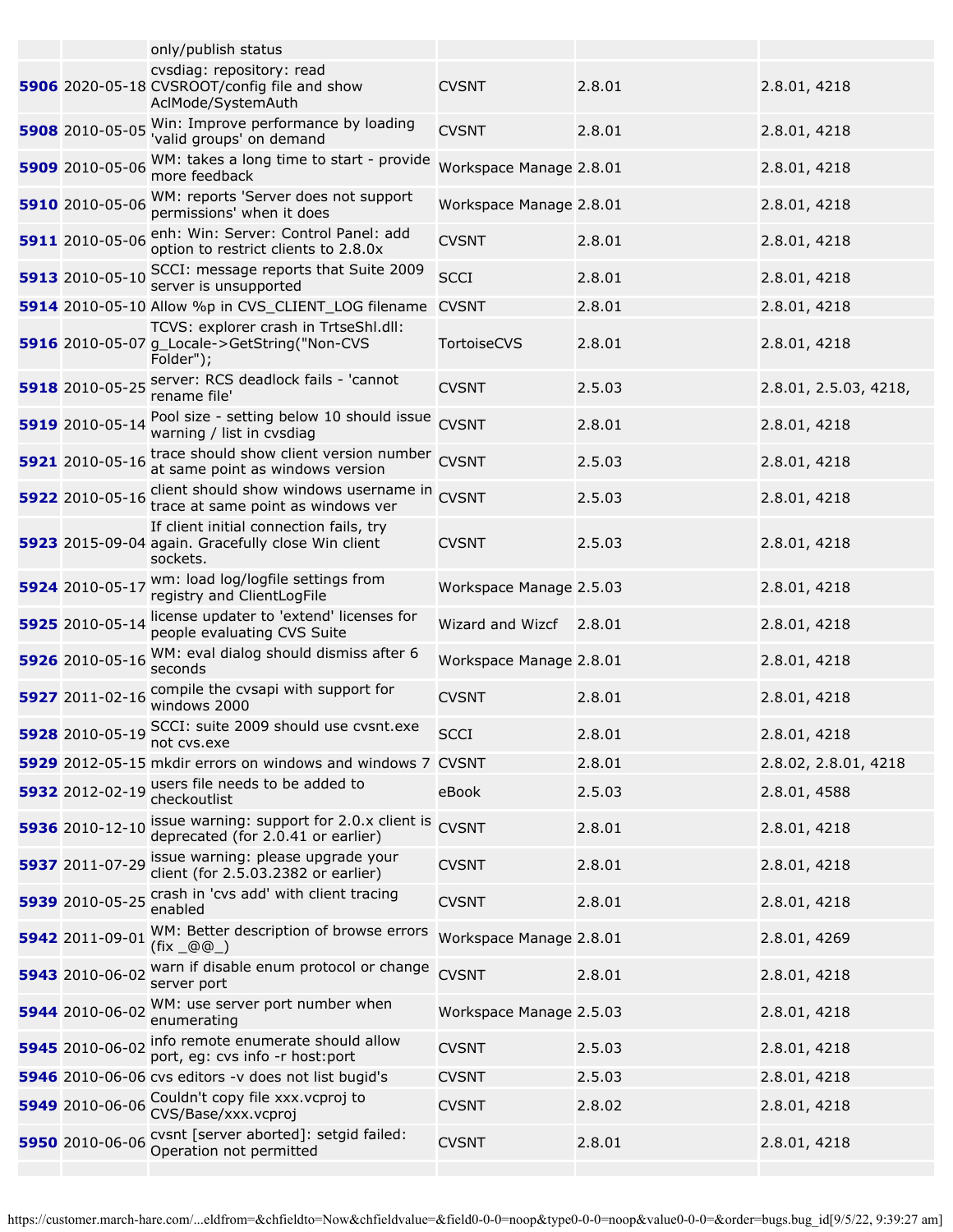| | | | | | |
|---|---|---|---|---|---|
| | | only/publish status | | | |
| **5906** | 2020-05-18 | cvsdiag: repository: read CVSROOT/config file and show AclMode/SystemAuth | CVSNT | 2.8.01 | 2.8.01, 4218 |
| **5908** | 2010-05-05 | Win: Improve performance by loading 'valid groups' on demand | CVSNT | 2.8.01 | 2.8.01, 4218 |
| **5909** | 2010-05-06 | WM: takes a long time to start - provide more feedback | Workspace Manage | 2.8.01 | 2.8.01, 4218 |
| **5910** | 2010-05-06 | WM: reports 'Server does not support permissions' when it does | Workspace Manage | 2.8.01 | 2.8.01, 4218 |
| **5911** | 2010-05-06 | enh: Win: Server: Control Panel: add option to restrict clients to 2.8.0x | CVSNT | 2.8.01 | 2.8.01, 4218 |
| **5913** | 2010-05-10 | SCCI: message reports that Suite 2009 server is unsupported | SCCI | 2.8.01 | 2.8.01, 4218 |
| **5914** | 2010-05-10 | Allow %p in CVS_CLIENT_LOG filename | CVSNT | 2.8.01 | 2.8.01, 4218 |
| **5916** | 2010-05-07 | TCVS: explorer crash in TrtseShl.dll: g_Locale->GetString("Non-CVS Folder"); | TortoiseCVS | 2.8.01 | 2.8.01, 4218 |
| **5918** | 2010-05-25 | server: RCS deadlock fails - 'cannot rename file' | CVSNT | 2.5.03 | 2.8.01, 2.5.03, 4218, |
| **5919** | 2010-05-14 | Pool size - setting below 10 should issue warning / list in cvsdiag | CVSNT | 2.8.01 | 2.8.01, 4218 |
| **5921** | 2010-05-16 | trace should show client version number at same point as windows version | CVSNT | 2.5.03 | 2.8.01, 4218 |
| **5922** | 2010-05-16 | client should show windows username in trace at same point as windows ver | CVSNT | 2.5.03 | 2.8.01, 4218 |
| **5923** | 2015-09-04 | If client initial connection fails, try again. Gracefully close Win client sockets. | CVSNT | 2.5.03 | 2.8.01, 4218 |
| **5924** | 2010-05-17 | wm: load log/logfile settings from registry and ClientLogFile | Workspace Manage | 2.5.03 | 2.8.01, 4218 |
| **5925** | 2010-05-14 | license updater to 'extend' licenses for people evaluating CVS Suite | Wizard and Wizcf | 2.8.01 | 2.8.01, 4218 |
| **5926** | 2010-05-16 | WM: eval dialog should dismiss after 6 seconds | Workspace Manage | 2.8.01 | 2.8.01, 4218 |
| **5927** | 2011-02-16 | compile the cvsapi with support for windows 2000 | CVSNT | 2.8.01 | 2.8.01, 4218 |
| **5928** | 2010-05-19 | SCCI: suite 2009 should use cvsnt.exe not cvs.exe | SCCI | 2.8.01 | 2.8.01, 4218 |
| **5929** | 2012-05-15 | mkdir errors on windows and windows 7 | CVSNT | 2.8.01 | 2.8.02, 2.8.01, 4218 |
| **5932** | 2012-02-19 | users file needs to be added to checkoutlist | eBook | 2.5.03 | 2.8.01, 4588 |
| **5936** | 2010-12-10 | issue warning: support for 2.0.x client is deprecated (for 2.0.41 or earlier) | CVSNT | 2.8.01 | 2.8.01, 4218 |
| **5937** | 2011-07-29 | issue warning: please upgrade your client (for 2.5.03.2382 or earlier) | CVSNT | 2.8.01 | 2.8.01, 4218 |
| **5939** | 2010-05-25 | crash in 'cvs add' with client tracing enabled | CVSNT | 2.8.01 | 2.8.01, 4218 |
| **5942** | 2011-09-01 | WM: Better description of browse errors (fix _@@_) | Workspace Manage | 2.8.01 | 2.8.01, 4269 |
| **5943** | 2010-06-02 | warn if disable enum protocol or change server port | CVSNT | 2.8.01 | 2.8.01, 4218 |
| **5944** | 2010-06-02 | WM: use server port number when enumerating | Workspace Manage | 2.5.03 | 2.8.01, 4218 |
| **5945** | 2010-06-02 | info remote enumerate should allow port, eg: cvs info -r host:port | CVSNT | 2.5.03 | 2.8.01, 4218 |
| **5946** | 2010-06-06 | cvs editors -v does not list bugid's | CVSNT | 2.5.03 | 2.8.01, 4218 |
| **5949** | 2010-06-06 | Couldn't copy file xxx.vcproj to CVS/Base/xxx.vcproj | CVSNT | 2.8.02 | 2.8.01, 4218 |
| **5950** | 2010-06-06 | cvsnt [server aborted]: setgid failed: Operation not permitted | CVSNT | 2.8.01 | 2.8.01, 4218 |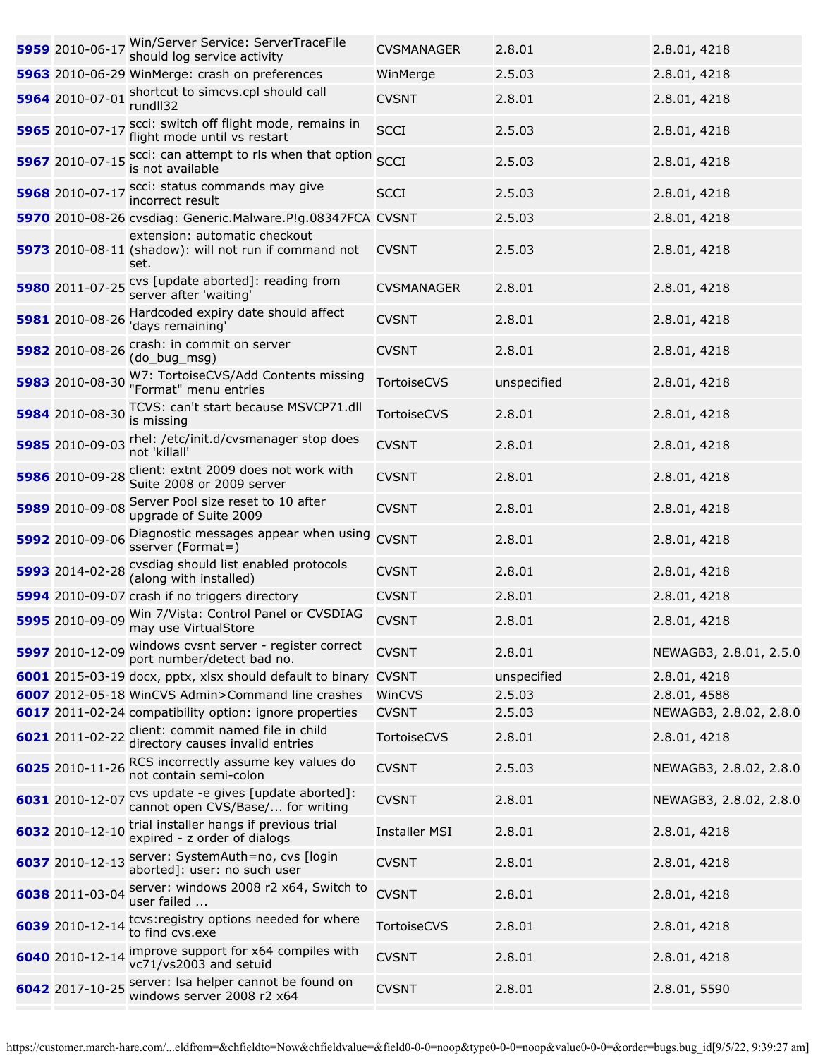| | | | | | |
|---|---|---|---|---|---|
| **5959** | 2010-06-17 | Win/Server Service: ServerTraceFile should log service activity | CVSMANAGER | 2.8.01 | 2.8.01, 4218 |
| **5963** | 2010-06-29 | WinMerge: crash on preferences | WinMerge | 2.5.03 | 2.8.01, 4218 |
| **5964** | 2010-07-01 | shortcut to simcvs.cpl should call rundll32 | CVSNT | 2.8.01 | 2.8.01, 4218 |
| **5965** | 2010-07-17 | scci: switch off flight mode, remains in flight mode until vs restart | SCCI | 2.5.03 | 2.8.01, 4218 |
| **5967** | 2010-07-15 | scci: can attempt to rls when that option is not available | SCCI | 2.5.03 | 2.8.01, 4218 |
| **5968** | 2010-07-17 | scci: status commands may give incorrect result | SCCI | 2.5.03 | 2.8.01, 4218 |
| **5970** | 2010-08-26 | cvsdiag: Generic.Malware.P!g.08347FCA | CVSNT | 2.5.03 | 2.8.01, 4218 |
| **5973** | 2010-08-11 | extension: automatic checkout (shadow): will not run if command not set. | CVSNT | 2.5.03 | 2.8.01, 4218 |
| **5980** | 2011-07-25 | cvs [update aborted]: reading from server after 'waiting' | CVSMANAGER | 2.8.01 | 2.8.01, 4218 |
| **5981** | 2010-08-26 | Hardcoded expiry date should affect 'days remaining' | CVSNT | 2.8.01 | 2.8.01, 4218 |
| **5982** | 2010-08-26 | crash: in commit on server (do_bug_msg) | CVSNT | 2.8.01 | 2.8.01, 4218 |
| **5983** | 2010-08-30 | W7: TortoiseCVS/Add Contents missing "Format" menu entries | TortoiseCVS | unspecified | 2.8.01, 4218 |
| **5984** | 2010-08-30 | TCVS: can't start because MSVCP71.dll is missing | TortoiseCVS | 2.8.01 | 2.8.01, 4218 |
| **5985** | 2010-09-03 | rhel: /etc/init.d/cvsmanager stop does not 'killall' | CVSNT | 2.8.01 | 2.8.01, 4218 |
| **5986** | 2010-09-28 | client: extnt 2009 does not work with Suite 2008 or 2009 server | CVSNT | 2.8.01 | 2.8.01, 4218 |
| **5989** | 2010-09-08 | Server Pool size reset to 10 after upgrade of Suite 2009 | CVSNT | 2.8.01 | 2.8.01, 4218 |
| **5992** | 2010-09-06 | Diagnostic messages appear when using sserver (Format=) | CVSNT | 2.8.01 | 2.8.01, 4218 |
| **5993** | 2014-02-28 | cvsdiag should list enabled protocols (along with installed) | CVSNT | 2.8.01 | 2.8.01, 4218 |
| **5994** | 2010-09-07 | crash if no triggers directory | CVSNT | 2.8.01 | 2.8.01, 4218 |
| **5995** | 2010-09-09 | Win 7/Vista: Control Panel or CVSDIAG may use VirtualStore | CVSNT | 2.8.01 | 2.8.01, 4218 |
| **5997** | 2010-12-09 | windows cvsnt server - register correct port number/detect bad no. | CVSNT | 2.8.01 | NEWAGB3, 2.8.01, 2.5.0 |
| **6001** | 2015-03-19 | docx, pptx, xlsx should default to binary | CVSNT | unspecified | 2.8.01, 4218 |
| **6007** | 2012-05-18 | WinCVS Admin>Command line crashes | WinCVS | 2.5.03 | 2.8.01, 4588 |
| **6017** | 2011-02-24 | compatibility option: ignore properties | CVSNT | 2.5.03 | NEWAGB3, 2.8.02, 2.8.0 |
| **6021** | 2011-02-22 | client: commit named file in child directory causes invalid entries | TortoiseCVS | 2.8.01 | 2.8.01, 4218 |
| **6025** | 2010-11-26 | RCS incorrectly assume key values do not contain semi-colon | CVSNT | 2.5.03 | NEWAGB3, 2.8.02, 2.8.0 |
| **6031** | 2010-12-07 | cvs update -e gives [update aborted]: cannot open CVS/Base/... for writing | CVSNT | 2.8.01 | NEWAGB3, 2.8.02, 2.8.0 |
| **6032** | 2010-12-10 | trial installer hangs if previous trial expired - z order of dialogs | Installer MSI | 2.8.01 | 2.8.01, 4218 |
| **6037** | 2010-12-13 | server: SystemAuth=no, cvs [login aborted]: user: no such user | CVSNT | 2.8.01 | 2.8.01, 4218 |
| **6038** | 2011-03-04 | server: windows 2008 r2 x64, Switch to user failed ... | CVSNT | 2.8.01 | 2.8.01, 4218 |
| **6039** | 2010-12-14 | tcvs:registry options needed for where to find cvs.exe | TortoiseCVS | 2.8.01 | 2.8.01, 4218 |
| **6040** | 2010-12-14 | improve support for x64 compiles with vc71/vs2003 and setuid | CVSNT | 2.8.01 | 2.8.01, 4218 |
| **6042** | 2017-10-25 | server: lsa helper cannot be found on windows server 2008 r2 x64 | CVSNT | 2.8.01 | 2.8.01, 5590 |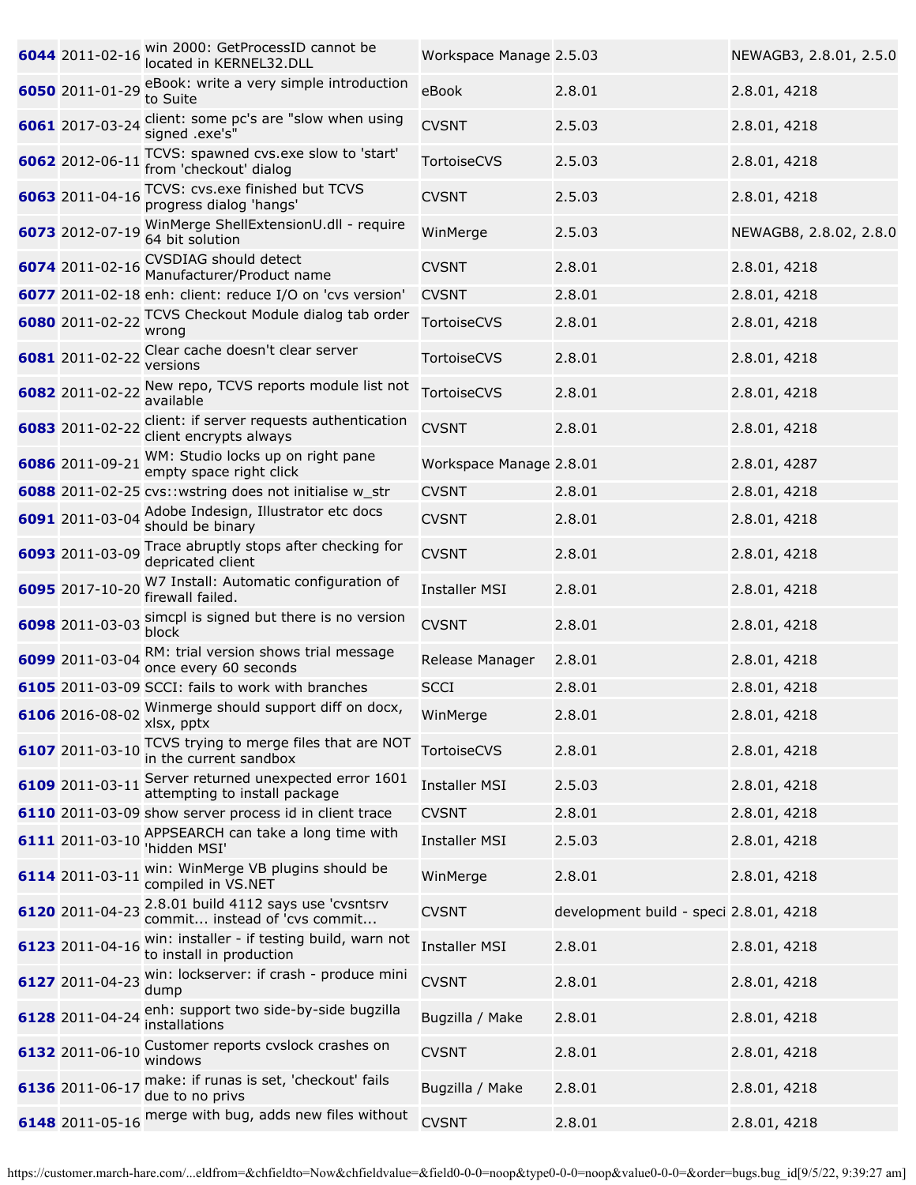| | | | | | |
|---|---|---|---|---|---|
| **6044** | 2011-02-16 | win 2000: GetProcessID cannot be located in KERNEL32.DLL | Workspace Manage | 2.5.03 | NEWAGB3, 2.8.01, 2.5.0 |
| **6050** | 2011-01-29 | eBook: write a very simple introduction to Suite | eBook | 2.8.01 | 2.8.01, 4218 |
| **6061** | 2017-03-24 | client: some pc's are "slow when using signed .exe's" | CVSNT | 2.5.03 | 2.8.01, 4218 |
| **6062** | 2012-06-11 | TCVS: spawned cvs.exe slow to 'start' from 'checkout' dialog | TortoiseCVS | 2.5.03 | 2.8.01, 4218 |
| **6063** | 2011-04-16 | TCVS: cvs.exe finished but TCVS progress dialog 'hangs' | CVSNT | 2.5.03 | 2.8.01, 4218 |
| **6073** | 2012-07-19 | WinMerge ShellExtensionU.dll - require 64 bit solution | WinMerge | 2.5.03 | NEWAGB8, 2.8.02, 2.8.0 |
| **6074** | 2011-02-16 | CVSDIAG should detect Manufacturer/Product name | CVSNT | 2.8.01 | 2.8.01, 4218 |
| **6077** | 2011-02-18 | enh: client: reduce I/O on 'cvs version' | CVSNT | 2.8.01 | 2.8.01, 4218 |
| **6080** | 2011-02-22 | TCVS Checkout Module dialog tab order wrong | TortoiseCVS | 2.8.01 | 2.8.01, 4218 |
| **6081** | 2011-02-22 | Clear cache doesn't clear server versions | TortoiseCVS | 2.8.01 | 2.8.01, 4218 |
| **6082** | 2011-02-22 | New repo, TCVS reports module list not available | TortoiseCVS | 2.8.01 | 2.8.01, 4218 |
| **6083** | 2011-02-22 | client: if server requests authentication client encrypts always | CVSNT | 2.8.01 | 2.8.01, 4218 |
| **6086** | 2011-09-21 | WM: Studio locks up on right pane empty space right click | Workspace Manage | 2.8.01 | 2.8.01, 4287 |
| **6088** | 2011-02-25 | cvs::wstring does not initialise w_str | CVSNT | 2.8.01 | 2.8.01, 4218 |
| **6091** | 2011-03-04 | Adobe Indesign, Illustrator etc docs should be binary | CVSNT | 2.8.01 | 2.8.01, 4218 |
| **6093** | 2011-03-09 | Trace abruptly stops after checking for depricated client | CVSNT | 2.8.01 | 2.8.01, 4218 |
| **6095** | 2017-10-20 | W7 Install: Automatic configuration of firewall failed. | Installer MSI | 2.8.01 | 2.8.01, 4218 |
| **6098** | 2011-03-03 | simcpl is signed but there is no version block | CVSNT | 2.8.01 | 2.8.01, 4218 |
| **6099** | 2011-03-04 | RM: trial version shows trial message once every 60 seconds | Release Manager | 2.8.01 | 2.8.01, 4218 |
| **6105** | 2011-03-09 | SCCI: fails to work with branches | SCCI | 2.8.01 | 2.8.01, 4218 |
| **6106** | 2016-08-02 | Winmerge should support diff on docx, xlsx, pptx | WinMerge | 2.8.01 | 2.8.01, 4218 |
| **6107** | 2011-03-10 | TCVS trying to merge files that are NOT in the current sandbox | TortoiseCVS | 2.8.01 | 2.8.01, 4218 |
| **6109** | 2011-03-11 | Server returned unexpected error 1601 attempting to install package | Installer MSI | 2.5.03 | 2.8.01, 4218 |
| **6110** | 2011-03-09 | show server process id in client trace | CVSNT | 2.8.01 | 2.8.01, 4218 |
| **6111** | 2011-03-10 | APPSEARCH can take a long time with 'hidden MSI' | Installer MSI | 2.5.03 | 2.8.01, 4218 |
| **6114** | 2011-03-11 | win: WinMerge VB plugins should be compiled in VS.NET | WinMerge | 2.8.01 | 2.8.01, 4218 |
| **6120** | 2011-04-23 | 2.8.01 build 4112 says use 'cvsntsrv commit... instead of 'cvs commit... | CVSNT | development build - speci | 2.8.01, 4218 |
| **6123** | 2011-04-16 | win: installer - if testing build, warn not to install in production | Installer MSI | 2.8.01 | 2.8.01, 4218 |
| **6127** | 2011-04-23 | win: lockserver: if crash - produce mini dump | CVSNT | 2.8.01 | 2.8.01, 4218 |
| **6128** | 2011-04-24 | enh: support two side-by-side bugzilla installations | Bugzilla / Make | 2.8.01 | 2.8.01, 4218 |
| **6132** | 2011-06-10 | Customer reports cvslock crashes on windows | CVSNT | 2.8.01 | 2.8.01, 4218 |
| **6136** | 2011-06-17 | make: if runas is set, 'checkout' fails due to no privs | Bugzilla / Make | 2.8.01 | 2.8.01, 4218 |
| **6148** | 2011-05-16 | merge with bug, adds new files without | CVSNT | 2.8.01 | 2.8.01, 4218 |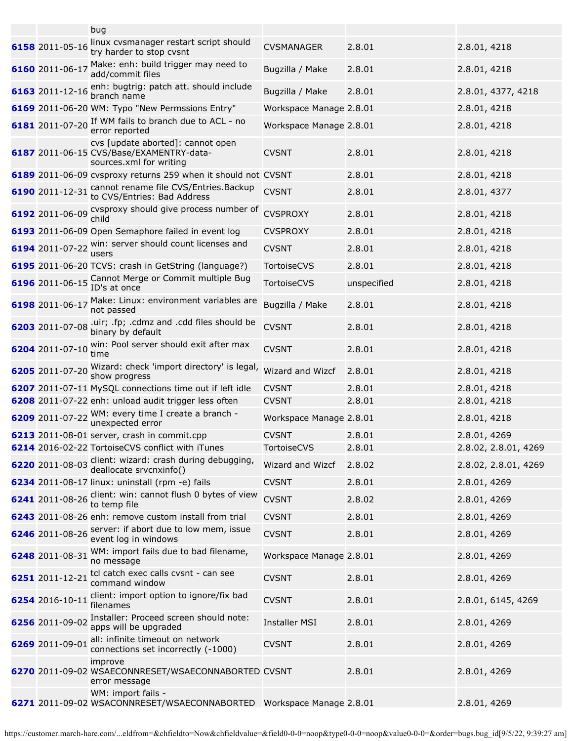| | | | | | |
|---|---|---|---|---|---|
| | | bug | | | |
| **6158** | 2011-05-16 | linux cvsmanager restart script should try harder to stop cvsnt | CVSMANAGER | 2.8.01 | 2.8.01, 4218 |
| **6160** | 2011-06-17 | Make: enh: build trigger may need to add/commit files | Bugzilla / Make | 2.8.01 | 2.8.01, 4218 |
| **6163** | 2011-12-16 | enh: bugtrig: patch att. should include branch name | Bugzilla / Make | 2.8.01 | 2.8.01, 4377, 4218 |
| **6169** | 2011-06-20 | WM: Typo "New Permssions Entry" | Workspace Manage | 2.8.01 | 2.8.01, 4218 |
| **6181** | 2011-07-20 | If WM fails to branch due to ACL - no error reported | Workspace Manage | 2.8.01 | 2.8.01, 4218 |
| **6187** | 2011-06-15 | cvs [update aborted]: cannot open CVS/Base/EXAMENTRY-data-sources.xml for writing | CVSNT | 2.8.01 | 2.8.01, 4218 |
| **6189** | 2011-06-09 | cvsproxy returns 259 when it should not | CVSNT | 2.8.01 | 2.8.01, 4218 |
| **6190** | 2011-12-31 | cannot rename file CVS/Entries.Backup to CVS/Entries: Bad Address | CVSNT | 2.8.01 | 2.8.01, 4377 |
| **6192** | 2011-06-09 | cvsproxy should give process number of child | CVSPROXY | 2.8.01 | 2.8.01, 4218 |
| **6193** | 2011-06-09 | Open Semaphore failed in event log | CVSPROXY | 2.8.01 | 2.8.01, 4218 |
| **6194** | 2011-07-22 | win: server should count licenses and users | CVSNT | 2.8.01 | 2.8.01, 4218 |
| **6195** | 2011-06-20 | TCVS: crash in GetString (language?) | TortoiseCVS | 2.8.01 | 2.8.01, 4218 |
| **6196** | 2011-06-15 | Cannot Merge or Commit multiple Bug ID's at once | TortoiseCVS | unspecified | 2.8.01, 4218 |
| **6198** | 2011-06-17 | Make: Linux: environment variables are not passed | Bugzilla / Make | 2.8.01 | 2.8.01, 4218 |
| **6203** | 2011-07-08 | .uir; .fp; .cdmz and .cdd files should be binary by default | CVSNT | 2.8.01 | 2.8.01, 4218 |
| **6204** | 2011-07-10 | win: Pool server should exit after max time | CVSNT | 2.8.01 | 2.8.01, 4218 |
| **6205** | 2011-07-20 | Wizard: check 'import directory' is legal, show progress | Wizard and Wizcf | 2.8.01 | 2.8.01, 4218 |
| **6207** | 2011-07-11 | MySQL connections time out if left idle | CVSNT | 2.8.01 | 2.8.01, 4218 |
| **6208** | 2011-07-22 | enh: unload audit trigger less often | CVSNT | 2.8.01 | 2.8.01, 4218 |
| **6209** | 2011-07-22 | WM: every time I create a branch - unexpected error | Workspace Manage | 2.8.01 | 2.8.01, 4218 |
| **6213** | 2011-08-01 | server, crash in commit.cpp | CVSNT | 2.8.01 | 2.8.01, 4269 |
| **6214** | 2016-02-22 | TortoiseCVS conflict with iTunes | TortoiseCVS | 2.8.01 | 2.8.02, 2.8.01, 4269 |
| **6220** | 2011-08-03 | client: wizard: crash during debugging, deallocate srvcnxinfo() | Wizard and Wizcf | 2.8.02 | 2.8.02, 2.8.01, 4269 |
| **6234** | 2011-08-17 | linux: uninstall (rpm -e) fails | CVSNT | 2.8.01 | 2.8.01, 4269 |
| **6241** | 2011-08-26 | client: win: cannot flush 0 bytes of view to temp file | CVSNT | 2.8.02 | 2.8.01, 4269 |
| **6243** | 2011-08-26 | enh: remove custom install from trial | CVSNT | 2.8.01 | 2.8.01, 4269 |
| **6246** | 2011-08-26 | server: if abort due to low mem, issue event log in windows | CVSNT | 2.8.01 | 2.8.01, 4269 |
| **6248** | 2011-08-31 | WM: import fails due to bad filename, no message | Workspace Manage | 2.8.01 | 2.8.01, 4269 |
| **6251** | 2011-12-21 | tcl catch exec calls cvsnt - can see command window | CVSNT | 2.8.01 | 2.8.01, 4269 |
| **6254** | 2016-10-11 | client: import option to ignore/fix bad filenames | CVSNT | 2.8.01 | 2.8.01, 6145, 4269 |
| **6256** | 2011-09-02 | Installer: Proceed screen should note: apps will be upgraded | Installer MSI | 2.8.01 | 2.8.01, 4269 |
| **6269** | 2011-09-01 | all: infinite timeout on network connections set incorrectly (-1000) | CVSNT | 2.8.01 | 2.8.01, 4269 |
| **6270** | 2011-09-02 | improve WSAECONNRESET/WSAECONNABORTED error message | CVSNT | 2.8.01 | 2.8.01, 4269 |
| **6271** | 2011-09-02 | WM: import fails - WSACONNRESET/WSAECONNABORTED | Workspace Manage | 2.8.01 | 2.8.01, 4269 |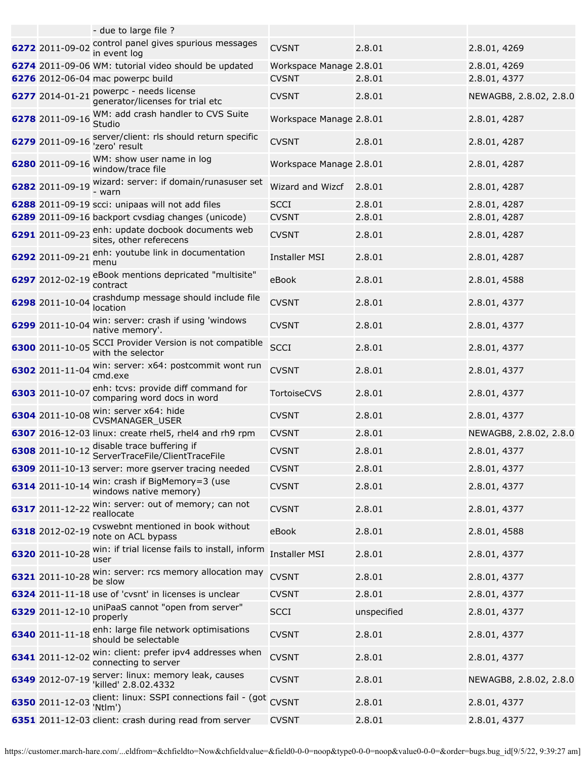| | | | | | |
|---|---|---|---|---|---|
| | | - due to large file ? | | | |
| **6272** | 2011-09-02 | control panel gives spurious messages in event log | CVSNT | 2.8.01 | 2.8.01, 4269 |
| **6274** | 2011-09-06 | WM: tutorial video should be updated | Workspace Manage | 2.8.01 | 2.8.01, 4269 |
| **6276** | 2012-06-04 | mac powerpc build | CVSNT | 2.8.01 | 2.8.01, 4377 |
| **6277** | 2014-01-21 | powerpc - needs license generator/licenses for trial etc | CVSNT | 2.8.01 | NEWAGB8, 2.8.02, 2.8.0 |
| **6278** | 2011-09-16 | WM: add crash handler to CVS Suite Studio | Workspace Manage | 2.8.01 | 2.8.01, 4287 |
| **6279** | 2011-09-16 | server/client: rls should return specific 'zero' result | CVSNT | 2.8.01 | 2.8.01, 4287 |
| **6280** | 2011-09-16 | WM: show user name in log window/trace file | Workspace Manage | 2.8.01 | 2.8.01, 4287 |
| **6282** | 2011-09-19 | wizard: server: if domain/runasuser set - warn | Wizard and Wizcf | 2.8.01 | 2.8.01, 4287 |
| **6288** | 2011-09-19 | scci: unipaas will not add files | SCCI | 2.8.01 | 2.8.01, 4287 |
| **6289** | 2011-09-16 | backport cvsdiag changes (unicode) | CVSNT | 2.8.01 | 2.8.01, 4287 |
| **6291** | 2011-09-23 | enh: update docbook documents web sites, other referecens | CVSNT | 2.8.01 | 2.8.01, 4287 |
| **6292** | 2011-09-21 | enh: youtube link in documentation menu | Installer MSI | 2.8.01 | 2.8.01, 4287 |
| **6297** | 2012-02-19 | eBook mentions depricated "multisite" contract | eBook | 2.8.01 | 2.8.01, 4588 |
| **6298** | 2011-10-04 | crashdump message should include file location | CVSNT | 2.8.01 | 2.8.01, 4377 |
| **6299** | 2011-10-04 | win: server: crash if using 'windows native memory'. | CVSNT | 2.8.01 | 2.8.01, 4377 |
| **6300** | 2011-10-05 | SCCI Provider Version is not compatible with the selector | SCCI | 2.8.01 | 2.8.01, 4377 |
| **6302** | 2011-11-04 | win: server: x64: postcommit wont run cmd.exe | CVSNT | 2.8.01 | 2.8.01, 4377 |
| **6303** | 2011-10-07 | enh: tcvs: provide diff command for comparing word docs in word | TortoiseCVS | 2.8.01 | 2.8.01, 4377 |
| **6304** | 2011-10-08 | win: server x64: hide CVSMANAGER_USER | CVSNT | 2.8.01 | 2.8.01, 4377 |
| **6307** | 2016-12-03 | linux: create rhel5, rhel4 and rh9 rpm | CVSNT | 2.8.01 | NEWAGB8, 2.8.02, 2.8.0 |
| **6308** | 2011-10-12 | disable trace buffering if ServerTraceFile/ClientTraceFile | CVSNT | 2.8.01 | 2.8.01, 4377 |
| **6309** | 2011-10-13 | server: more gserver tracing needed | CVSNT | 2.8.01 | 2.8.01, 4377 |
| **6314** | 2011-10-14 | win: crash if BigMemory=3 (use windows native memory) | CVSNT | 2.8.01 | 2.8.01, 4377 |
| **6317** | 2011-12-22 | win: server: out of memory; can not reallocate | CVSNT | 2.8.01 | 2.8.01, 4377 |
| **6318** | 2012-02-19 | cvswebnt mentioned in book without note on ACL bypass | eBook | 2.8.01 | 2.8.01, 4588 |
| **6320** | 2011-10-28 | win: if trial license fails to install, inform user | Installer MSI | 2.8.01 | 2.8.01, 4377 |
| **6321** | 2011-10-28 | win: server: rcs memory allocation may be slow | CVSNT | 2.8.01 | 2.8.01, 4377 |
| **6324** | 2011-11-18 | use of 'cvsnt' in licenses is unclear | CVSNT | 2.8.01 | 2.8.01, 4377 |
| **6329** | 2011-12-10 | uniPaaS cannot "open from server" properly | SCCI | unspecified | 2.8.01, 4377 |
| **6340** | 2011-11-18 | enh: large file network optimisations should be selectable | CVSNT | 2.8.01 | 2.8.01, 4377 |
| **6341** | 2011-12-02 | win: client: prefer ipv4 addresses when connecting to server | CVSNT | 2.8.01 | 2.8.01, 4377 |
| **6349** | 2012-07-19 | server: linux: memory leak, causes 'killed' 2.8.02.4332 | CVSNT | 2.8.01 | NEWAGB8, 2.8.02, 2.8.0 |
| **6350** | 2011-12-03 | client: linux: SSPI connections fail - (got 'Ntlm') | CVSNT | 2.8.01 | 2.8.01, 4377 |
| **6351** | 2011-12-03 | client: crash during read from server | CVSNT | 2.8.01 | 2.8.01, 4377 |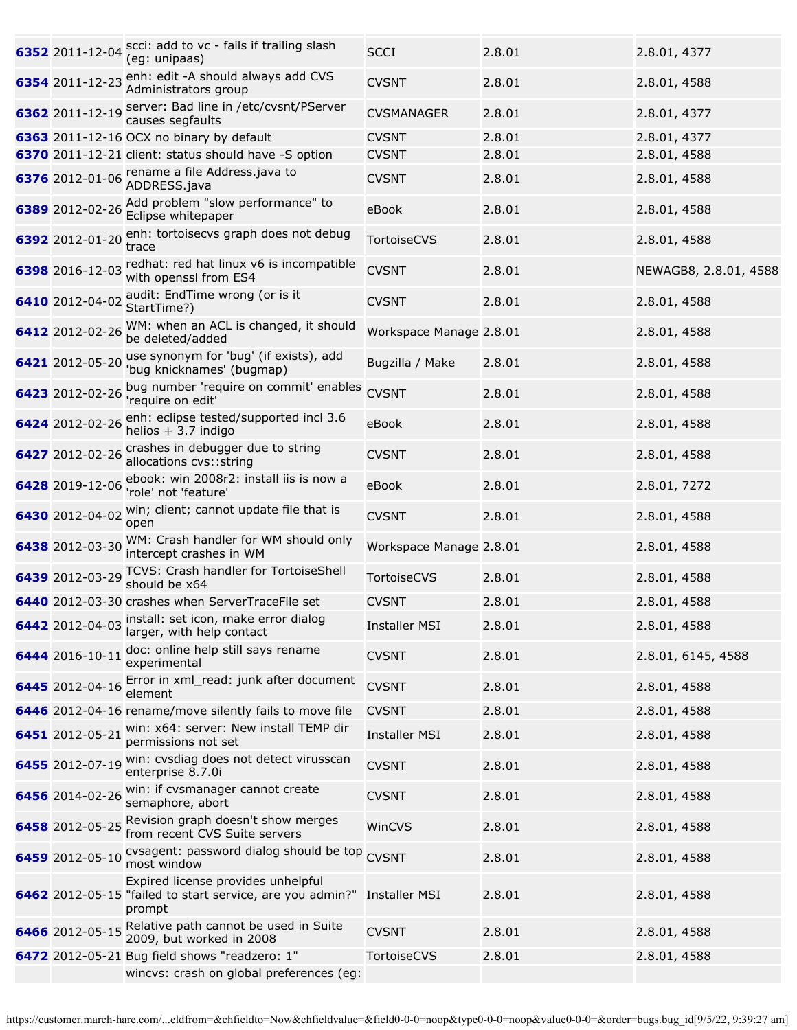| | | | | | |
|---|---|---|---|---|---|
| **6352** | 2011-12-04 | scci: add to vc - fails if trailing slash (eg: unipaas) | SCCI | 2.8.01 | 2.8.01, 4377 |
| **6354** | 2011-12-23 | enh: edit -A should always add CVS Administrators group | CVSNT | 2.8.01 | 2.8.01, 4588 |
| **6362** | 2011-12-19 | server: Bad line in /etc/cvsnt/PServer causes segfaults | CVSMANAGER | 2.8.01 | 2.8.01, 4377 |
| **6363** | 2011-12-16 | OCX no binary by default | CVSNT | 2.8.01 | 2.8.01, 4377 |
| **6370** | 2011-12-21 | client: status should have -S option | CVSNT | 2.8.01 | 2.8.01, 4588 |
| **6376** | 2012-01-06 | rename a file Address.java to ADDRESS.java | CVSNT | 2.8.01 | 2.8.01, 4588 |
| **6389** | 2012-02-26 | Add problem "slow performance" to Eclipse whitepaper | eBook | 2.8.01 | 2.8.01, 4588 |
| **6392** | 2012-01-20 | enh: tortoisecvs graph does not debug trace | TortoiseCVS | 2.8.01 | 2.8.01, 4588 |
| **6398** | 2016-12-03 | redhat: red hat linux v6 is incompatible with openssl from ES4 | CVSNT | 2.8.01 | NEWAGB8, 2.8.01, 4588 |
| **6410** | 2012-04-02 | audit: EndTime wrong (or is it StartTime?) | CVSNT | 2.8.01 | 2.8.01, 4588 |
| **6412** | 2012-02-26 | WM: when an ACL is changed, it should be deleted/added | Workspace Manage | 2.8.01 | 2.8.01, 4588 |
| **6421** | 2012-05-20 | use synonym for 'bug' (if exists), add 'bug knicknames' (bugmap) | Bugzilla / Make | 2.8.01 | 2.8.01, 4588 |
| **6423** | 2012-02-26 | bug number 'require on commit' enables 'require on edit' | CVSNT | 2.8.01 | 2.8.01, 4588 |
| **6424** | 2012-02-26 | enh: eclipse tested/supported incl 3.6 helios + 3.7 indigo | eBook | 2.8.01 | 2.8.01, 4588 |
| **6427** | 2012-02-26 | crashes in debugger due to string allocations cvs::string | CVSNT | 2.8.01 | 2.8.01, 4588 |
| **6428** | 2019-12-06 | ebook: win 2008r2: install iis is now a 'role' not 'feature' | eBook | 2.8.01 | 2.8.01, 7272 |
| **6430** | 2012-04-02 | win; client; cannot update file that is open | CVSNT | 2.8.01 | 2.8.01, 4588 |
| **6438** | 2012-03-30 | WM: Crash handler for WM should only intercept crashes in WM | Workspace Manage | 2.8.01 | 2.8.01, 4588 |
| **6439** | 2012-03-29 | TCVS: Crash handler for TortoiseShell should be x64 | TortoiseCVS | 2.8.01 | 2.8.01, 4588 |
| **6440** | 2012-03-30 | crashes when ServerTraceFile set | CVSNT | 2.8.01 | 2.8.01, 4588 |
| **6442** | 2012-04-03 | install: set icon, make error dialog larger, with help contact | Installer MSI | 2.8.01 | 2.8.01, 4588 |
| **6444** | 2016-10-11 | doc: online help still says rename experimental | CVSNT | 2.8.01 | 2.8.01, 6145, 4588 |
| **6445** | 2012-04-16 | Error in xml_read: junk after document element | CVSNT | 2.8.01 | 2.8.01, 4588 |
| **6446** | 2012-04-16 | rename/move silently fails to move file | CVSNT | 2.8.01 | 2.8.01, 4588 |
| **6451** | 2012-05-21 | win: x64: server: New install TEMP dir permissions not set | Installer MSI | 2.8.01 | 2.8.01, 4588 |
| **6455** | 2012-07-19 | win: cvsdiag does not detect virusscan enterprise 8.7.0i | CVSNT | 2.8.01 | 2.8.01, 4588 |
| **6456** | 2014-02-26 | win: if cvsmanager cannot create semaphore, abort | CVSNT | 2.8.01 | 2.8.01, 4588 |
| **6458** | 2012-05-25 | Revision graph doesn't show merges from recent CVS Suite servers | WinCVS | 2.8.01 | 2.8.01, 4588 |
| **6459** | 2012-05-10 | cvsagent: password dialog should be top most window | CVSNT | 2.8.01 | 2.8.01, 4588 |
| **6462** | 2012-05-15 | Expired license provides unhelpful "failed to start service, are you admin?" prompt | Installer MSI | 2.8.01 | 2.8.01, 4588 |
| **6466** | 2012-05-15 | Relative path cannot be used in Suite 2009, but worked in 2008 | CVSNT | 2.8.01 | 2.8.01, 4588 |
| **6472** | 2012-05-21 | Bug field shows "readzero: 1" | TortoiseCVS | 2.8.01 | 2.8.01, 4588 |
| | | wincvs: crash on global preferences (eg: | | | |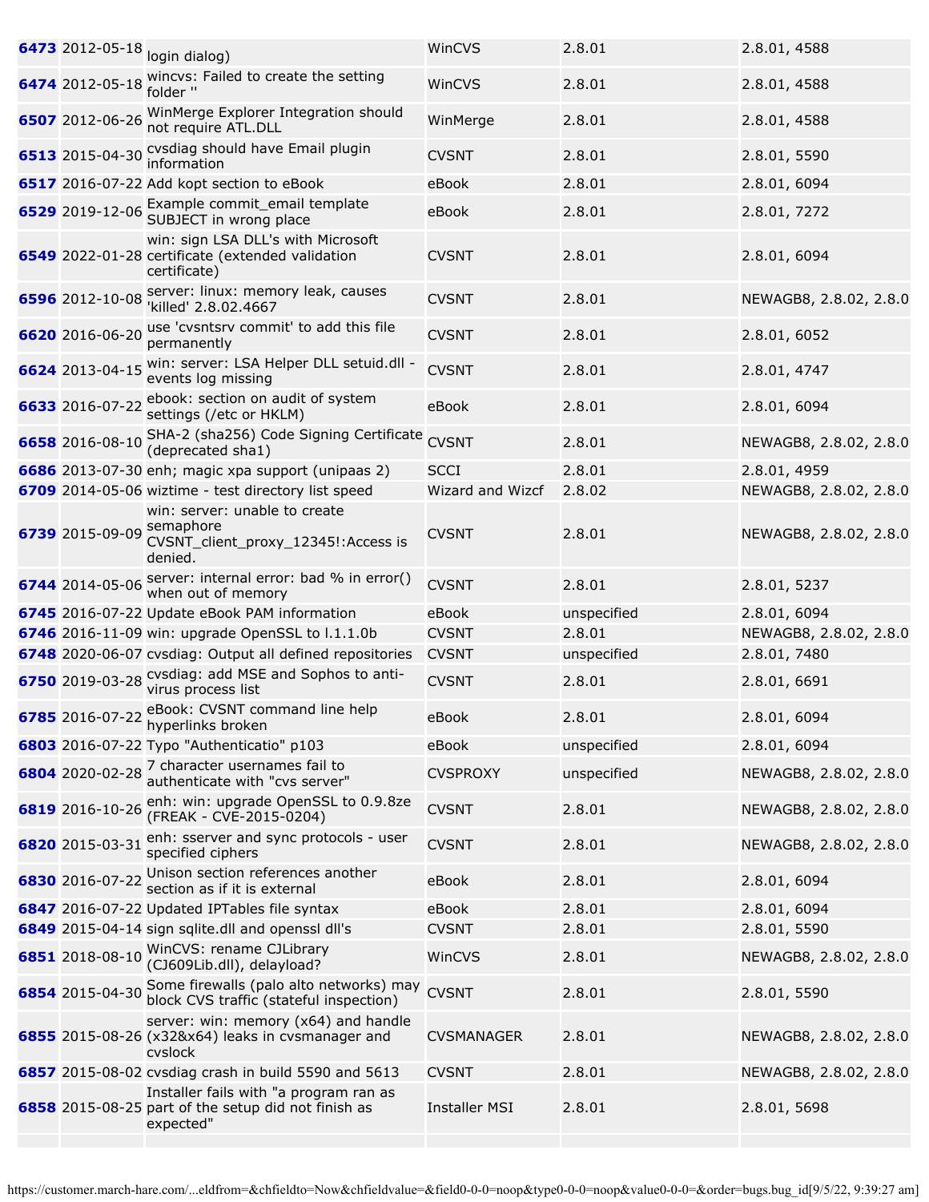| | | | | | |
|---|---|---|---|---|---|
| **6473** | 2012-05-18 | login dialog) | WinCVS | 2.8.01 | 2.8.01, 4588 |
| **6474** | 2012-05-18 | wincvs: Failed to create the setting folder '' | WinCVS | 2.8.01 | 2.8.01, 4588 |
| **6507** | 2012-06-26 | WinMerge Explorer Integration should not require ATL.DLL | WinMerge | 2.8.01 | 2.8.01, 4588 |
| **6513** | 2015-04-30 | cvsdiag should have Email plugin information | CVSNT | 2.8.01 | 2.8.01, 5590 |
| **6517** | 2016-07-22 | Add kopt section to eBook | eBook | 2.8.01 | 2.8.01, 6094 |
| **6529** | 2019-12-06 | Example commit_email template SUBJECT in wrong place | eBook | 2.8.01 | 2.8.01, 7272 |
| **6549** | 2022-01-28 | win: sign LSA DLL's with Microsoft certificate (extended validation certificate) | CVSNT | 2.8.01 | 2.8.01, 6094 |
| **6596** | 2012-10-08 | server: linux: memory leak, causes 'killed' 2.8.02.4667 | CVSNT | 2.8.01 | NEWAGB8, 2.8.02, 2.8.0 |
| **6620** | 2016-06-20 | use 'cvsntsrv commit' to add this file permanently | CVSNT | 2.8.01 | 2.8.01, 6052 |
| **6624** | 2013-04-15 | win: server: LSA Helper DLL setuid.dll - events log missing | CVSNT | 2.8.01 | 2.8.01, 4747 |
| **6633** | 2016-07-22 | ebook: section on audit of system settings (/etc or HKLM) | eBook | 2.8.01 | 2.8.01, 6094 |
| **6658** | 2016-08-10 | SHA-2 (sha256) Code Signing Certificate (deprecated sha1) | CVSNT | 2.8.01 | NEWAGB8, 2.8.02, 2.8.0 |
| **6686** | 2013-07-30 | enh; magic xpa support (unipaas 2) | SCCI | 2.8.01 | 2.8.01, 4959 |
| **6709** | 2014-05-06 | wiztime - test directory list speed | Wizard and Wizcf | 2.8.02 | NEWAGB8, 2.8.02, 2.8.0 |
| **6739** | 2015-09-09 | win: server: unable to create semaphore CVSNT_client_proxy_12345!:Access is denied. | CVSNT | 2.8.01 | NEWAGB8, 2.8.02, 2.8.0 |
| **6744** | 2014-05-06 | server: internal error: bad % in error() when out of memory | CVSNT | 2.8.01 | 2.8.01, 5237 |
| **6745** | 2016-07-22 | Update eBook PAM information | eBook | unspecified | 2.8.01, 6094 |
| **6746** | 2016-11-09 | win: upgrade OpenSSL to l.1.1.0b | CVSNT | 2.8.01 | NEWAGB8, 2.8.02, 2.8.0 |
| **6748** | 2020-06-07 | cvsdiag: Output all defined repositories | CVSNT | unspecified | 2.8.01, 7480 |
| **6750** | 2019-03-28 | cvsdiag: add MSE and Sophos to anti-virus process list | CVSNT | 2.8.01 | 2.8.01, 6691 |
| **6785** | 2016-07-22 | eBook: CVSNT command line help hyperlinks broken | eBook | 2.8.01 | 2.8.01, 6094 |
| **6803** | 2016-07-22 | Typo "Authenticatio" p103 | eBook | unspecified | 2.8.01, 6094 |
| **6804** | 2020-02-28 | 7 character usernames fail to authenticate with "cvs server" | CVSPROXY | unspecified | NEWAGB8, 2.8.02, 2.8.0 |
| **6819** | 2016-10-26 | enh: win: upgrade OpenSSL to 0.9.8ze (FREAK - CVE-2015-0204) | CVSNT | 2.8.01 | NEWAGB8, 2.8.02, 2.8.0 |
| **6820** | 2015-03-31 | enh: sserver and sync protocols - user specified ciphers | CVSNT | 2.8.01 | NEWAGB8, 2.8.02, 2.8.0 |
| **6830** | 2016-07-22 | Unison section references another section as if it is external | eBook | 2.8.01 | 2.8.01, 6094 |
| **6847** | 2016-07-22 | Updated IPTables file syntax | eBook | 2.8.01 | 2.8.01, 6094 |
| **6849** | 2015-04-14 | sign sqlite.dll and openssl dll's | CVSNT | 2.8.01 | 2.8.01, 5590 |
| **6851** | 2018-08-10 | WinCVS: rename CJLibrary (CJ609Lib.dll), delayload? | WinCVS | 2.8.01 | NEWAGB8, 2.8.02, 2.8.0 |
| **6854** | 2015-04-30 | Some firewalls (palo alto networks) may block CVS traffic (stateful inspection) | CVSNT | 2.8.01 | 2.8.01, 5590 |
| **6855** | 2015-08-26 | server: win: memory (x64) and handle (x32&x64) leaks in cvsmanager and cvslock | CVSMANAGER | 2.8.01 | NEWAGB8, 2.8.02, 2.8.0 |
| **6857** | 2015-08-02 | cvsdiag crash in build 5590 and 5613 | CVSNT | 2.8.01 | NEWAGB8, 2.8.02, 2.8.0 |
| **6858** | 2015-08-25 | Installer fails with "a program ran as part of the setup did not finish as expected" | Installer MSI | 2.8.01 | 2.8.01, 5698 |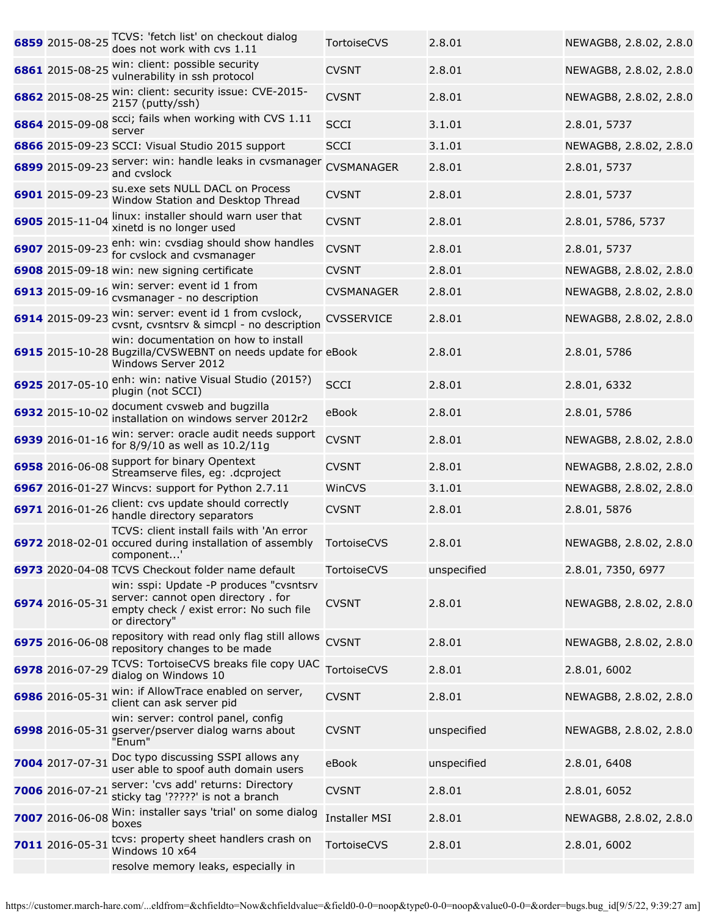| | | | | | |
|---|---|---|---|---|---|
| **6859** | 2015-08-25 | TCVS: 'fetch list' on checkout dialog does not work with cvs 1.11 | TortoiseCVS | 2.8.01 | NEWAGB8, 2.8.02, 2.8.0 |
| **6861** | 2015-08-25 | win: client: possible security vulnerability in ssh protocol | CVSNT | 2.8.01 | NEWAGB8, 2.8.02, 2.8.0 |
| **6862** | 2015-08-25 | win: client: security issue: CVE-2015-2157 (putty/ssh) | CVSNT | 2.8.01 | NEWAGB8, 2.8.02, 2.8.0 |
| **6864** | 2015-09-08 | scci; fails when working with CVS 1.11 server | SCCI | 3.1.01 | 2.8.01, 5737 |
| **6866** | 2015-09-23 | SCCI: Visual Studio 2015 support | SCCI | 3.1.01 | NEWAGB8, 2.8.02, 2.8.0 |
| **6899** | 2015-09-23 | server: win: handle leaks in cvsmanager and cvslock | CVSMANAGER | 2.8.01 | 2.8.01, 5737 |
| **6901** | 2015-09-23 | su.exe sets NULL DACL on Process Window Station and Desktop Thread | CVSNT | 2.8.01 | 2.8.01, 5737 |
| **6905** | 2015-11-04 | linux: installer should warn user that xinetd is no longer used | CVSNT | 2.8.01 | 2.8.01, 5786, 5737 |
| **6907** | 2015-09-23 | enh: win: cvsdiag should show handles for cvslock and cvsmanager | CVSNT | 2.8.01 | 2.8.01, 5737 |
| **6908** | 2015-09-18 | win: new signing certificate | CVSNT | 2.8.01 | NEWAGB8, 2.8.02, 2.8.0 |
| **6913** | 2015-09-16 | win: server: event id 1 from cvsmanager - no description | CVSMANAGER | 2.8.01 | NEWAGB8, 2.8.02, 2.8.0 |
| **6914** | 2015-09-23 | win: server: event id 1 from cvslock, cvsnt, cvsntsrv & simcpl - no description | CVSSERVICE | 2.8.01 | NEWAGB8, 2.8.02, 2.8.0 |
| **6915** | 2015-10-28 | win: documentation on how to install Bugzilla/CVSWEBNT on needs update for Windows Server 2012 | eBook | 2.8.01 | 2.8.01, 5786 |
| **6925** | 2017-05-10 | enh: win: native Visual Studio (2015?) plugin (not SCCI) | SCCI | 2.8.01 | 2.8.01, 6332 |
| **6932** | 2015-10-02 | document cvsweb and bugzilla installation on windows server 2012r2 | eBook | 2.8.01 | 2.8.01, 5786 |
| **6939** | 2016-01-16 | win: server: oracle audit needs support for 8/9/10 as well as 10.2/11g | CVSNT | 2.8.01 | NEWAGB8, 2.8.02, 2.8.0 |
| **6958** | 2016-06-08 | support for binary Opentext Streamserve files, eg: .dcproject | CVSNT | 2.8.01 | NEWAGB8, 2.8.02, 2.8.0 |
| **6967** | 2016-01-27 | Wincvs: support for Python 2.7.11 | WinCVS | 3.1.01 | NEWAGB8, 2.8.02, 2.8.0 |
| **6971** | 2016-01-26 | client: cvs update should correctly handle directory separators | CVSNT | 2.8.01 | 2.8.01, 5876 |
| **6972** | 2018-02-01 | TCVS: client install fails with 'An error occured during installation of assembly component...' | TortoiseCVS | 2.8.01 | NEWAGB8, 2.8.02, 2.8.0 |
| **6973** | 2020-04-08 | TCVS Checkout folder name default | TortoiseCVS | unspecified | 2.8.01, 7350, 6977 |
| **6974** | 2016-05-31 | win: sspi: Update -P produces "cvsntsrv server: cannot open directory . for empty check / exist error: No such file or directory" | CVSNT | 2.8.01 | NEWAGB8, 2.8.02, 2.8.0 |
| **6975** | 2016-06-08 | repository with read only flag still allows repository changes to be made | CVSNT | 2.8.01 | NEWAGB8, 2.8.02, 2.8.0 |
| **6978** | 2016-07-29 | TCVS: TortoiseCVS breaks file copy UAC dialog on Windows 10 | TortoiseCVS | 2.8.01 | 2.8.01, 6002 |
| **6986** | 2016-05-31 | win: if AllowTrace enabled on server, client can ask server pid | CVSNT | 2.8.01 | NEWAGB8, 2.8.02, 2.8.0 |
| **6998** | 2016-05-31 | win: server: control panel, config gserver/pserver dialog warns about "Enum" | CVSNT | unspecified | NEWAGB8, 2.8.02, 2.8.0 |
| **7004** | 2017-07-31 | Doc typo discussing SSPI allows any user able to spoof auth domain users | eBook | unspecified | 2.8.01, 6408 |
| **7006** | 2016-07-21 | server: 'cvs add' returns: Directory sticky tag '?????' is not a branch | CVSNT | 2.8.01 | 2.8.01, 6052 |
| **7007** | 2016-06-08 | Win: installer says 'trial' on some dialog boxes | Installer MSI | 2.8.01 | NEWAGB8, 2.8.02, 2.8.0 |
| **7011** | 2016-05-31 | tcvs: property sheet handlers crash on Windows 10 x64 | TortoiseCVS | 2.8.01 | 2.8.01, 6002 |
| | | resolve memory leaks, especially in | | | |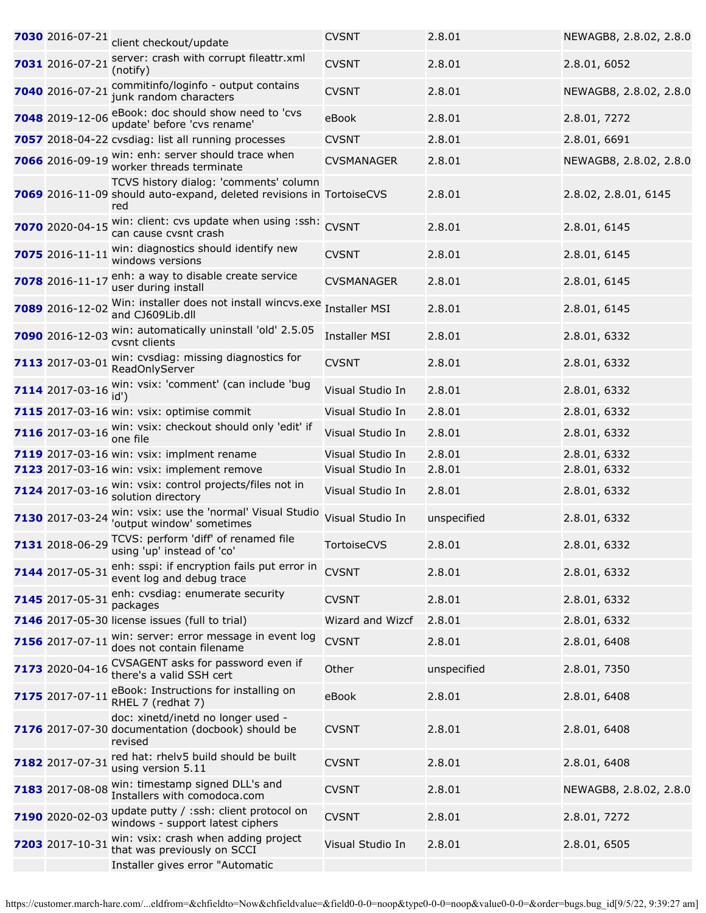| | | | | | |
|---|---|---|---|---|---|
| **7030** | 2016-07-21 | client checkout/update | CVSNT | 2.8.01 | NEWAGB8, 2.8.02, 2.8.0 |
| **7031** | 2016-07-21 | server: crash with corrupt fileattr.xml (notify) | CVSNT | 2.8.01 | 2.8.01, 6052 |
| **7040** | 2016-07-21 | commitinfo/loginfo - output contains junk random characters | CVSNT | 2.8.01 | NEWAGB8, 2.8.02, 2.8.0 |
| **7048** | 2019-12-06 | eBook: doc should show need to 'cvs update' before 'cvs rename' | eBook | 2.8.01 | 2.8.01, 7272 |
| **7057** | 2018-04-22 | cvsdiag: list all running processes | CVSNT | 2.8.01 | 2.8.01, 6691 |
| **7066** | 2016-09-19 | win: enh: server should trace when worker threads terminate | CVSMANAGER | 2.8.01 | NEWAGB8, 2.8.02, 2.8.0 |
| **7069** | 2016-11-09 | TCVS history dialog: 'comments' column should auto-expand, deleted revisions in red | TortoiseCVS | 2.8.01 | 2.8.02, 2.8.01, 6145 |
| **7070** | 2020-04-15 | win: client: cvs update when using :ssh: can cause cvsnt crash | CVSNT | 2.8.01 | 2.8.01, 6145 |
| **7075** | 2016-11-11 | win: diagnostics should identify new windows versions | CVSNT | 2.8.01 | 2.8.01, 6145 |
| **7078** | 2016-11-17 | enh: a way to disable create service user during install | CVSMANAGER | 2.8.01 | 2.8.01, 6145 |
| **7089** | 2016-12-02 | Win: installer does not install wincvs.exe and CJ609Lib.dll | Installer MSI | 2.8.01 | 2.8.01, 6145 |
| **7090** | 2016-12-03 | win: automatically uninstall 'old' 2.5.05 cvsnt clients | Installer MSI | 2.8.01 | 2.8.01, 6332 |
| **7113** | 2017-03-01 | win: cvsdiag: missing diagnostics for ReadOnlyServer | CVSNT | 2.8.01 | 2.8.01, 6332 |
| **7114** | 2017-03-16 | win: vsix: 'comment' (can include 'bug id') | Visual Studio In | 2.8.01 | 2.8.01, 6332 |
| **7115** | 2017-03-16 | win: vsix: optimise commit | Visual Studio In | 2.8.01 | 2.8.01, 6332 |
| **7116** | 2017-03-16 | win: vsix: checkout should only 'edit' if one file | Visual Studio In | 2.8.01 | 2.8.01, 6332 |
| **7119** | 2017-03-16 | win: vsix: implment rename | Visual Studio In | 2.8.01 | 2.8.01, 6332 |
| **7123** | 2017-03-16 | win: vsix: implement remove | Visual Studio In | 2.8.01 | 2.8.01, 6332 |
| **7124** | 2017-03-16 | win: vsix: control projects/files not in solution directory | Visual Studio In | 2.8.01 | 2.8.01, 6332 |
| **7130** | 2017-03-24 | win: vsix: use the 'normal' Visual Studio 'output window' sometimes | Visual Studio In | unspecified | 2.8.01, 6332 |
| **7131** | 2018-06-29 | TCVS: perform 'diff' of renamed file using 'up' instead of 'co' | TortoiseCVS | 2.8.01 | 2.8.01, 6332 |
| **7144** | 2017-05-31 | enh: sspi: if encryption fails put error in event log and debug trace | CVSNT | 2.8.01 | 2.8.01, 6332 |
| **7145** | 2017-05-31 | enh: cvsdiag: enumerate security packages | CVSNT | 2.8.01 | 2.8.01, 6332 |
| **7146** | 2017-05-30 | license issues (full to trial) | Wizard and Wizcf | 2.8.01 | 2.8.01, 6332 |
| **7156** | 2017-07-11 | win: server: error message in event log does not contain filename | CVSNT | 2.8.01 | 2.8.01, 6408 |
| **7173** | 2020-04-16 | CVSAGENT asks for password even if there's a valid SSH cert | Other | unspecified | 2.8.01, 7350 |
| **7175** | 2017-07-11 | eBook: Instructions for installing on RHEL 7 (redhat 7) | eBook | 2.8.01 | 2.8.01, 6408 |
| **7176** | 2017-07-30 | doc: xinetd/inetd no longer used - documentation (docbook) should be revised | CVSNT | 2.8.01 | 2.8.01, 6408 |
| **7182** | 2017-07-31 | red hat: rhelv5 build should be built using version 5.11 | CVSNT | 2.8.01 | 2.8.01, 6408 |
| **7183** | 2017-08-08 | win: timestamp signed DLL's and Installers with comodoca.com | CVSNT | 2.8.01 | NEWAGB8, 2.8.02, 2.8.0 |
| **7190** | 2020-02-03 | update putty / :ssh: client protocol on windows - support latest ciphers | CVSNT | 2.8.01 | 2.8.01, 7272 |
| **7203** | 2017-10-31 | win: vsix: crash when adding project that was previously on SCCI | Visual Studio In | 2.8.01 | 2.8.01, 6505 |
| | | Installer gives error "Automatic | | | |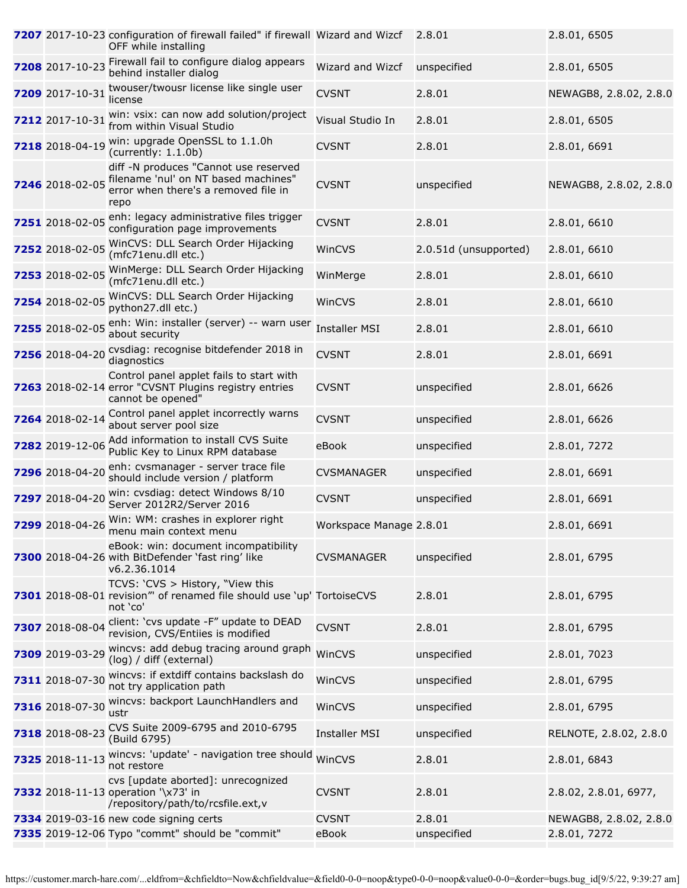| | | | | | |
|---|---|---|---|---|---|
| **7207** | 2017-10-23 | configuration of firewall failed" if firewall OFF while installing | Wizard and Wizcf | 2.8.01 | 2.8.01, 6505 |
| **7208** | 2017-10-23 | Firewall fail to configure dialog appears behind installer dialog | Wizard and Wizcf | unspecified | 2.8.01, 6505 |
| **7209** | 2017-10-31 | twouser/twousr license like single user license | CVSNT | 2.8.01 | NEWAGB8, 2.8.02, 2.8.0 |
| **7212** | 2017-10-31 | win: vsix: can now add solution/project from within Visual Studio | Visual Studio In | 2.8.01 | 2.8.01, 6505 |
| **7218** | 2018-04-19 | win: upgrade OpenSSL to 1.1.0h (currently: 1.1.0b) | CVSNT | 2.8.01 | 2.8.01, 6691 |
| **7246** | 2018-02-05 | diff -N produces "Cannot use reserved filename 'nul' on NT based machines" error when there's a removed file in repo | CVSNT | unspecified | NEWAGB8, 2.8.02, 2.8.0 |
| **7251** | 2018-02-05 | enh: legacy administrative files trigger configuration page improvements | CVSNT | 2.8.01 | 2.8.01, 6610 |
| **7252** | 2018-02-05 | WinCVS: DLL Search Order Hijacking (mfc71enu.dll etc.) | WinCVS | 2.0.51d (unsupported) | 2.8.01, 6610 |
| **7253** | 2018-02-05 | WinMerge: DLL Search Order Hijacking (mfc71enu.dll etc.) | WinMerge | 2.8.01 | 2.8.01, 6610 |
| **7254** | 2018-02-05 | WinCVS: DLL Search Order Hijacking python27.dll etc.) | WinCVS | 2.8.01 | 2.8.01, 6610 |
| **7255** | 2018-02-05 | enh: Win: installer (server) -- warn user about security | Installer MSI | 2.8.01 | 2.8.01, 6610 |
| **7256** | 2018-04-20 | cvsdiag: recognise bitdefender 2018 in diagnostics | CVSNT | 2.8.01 | 2.8.01, 6691 |
| **7263** | 2018-02-14 | Control panel applet fails to start with error "CVSNT Plugins registry entries cannot be opened" | CVSNT | unspecified | 2.8.01, 6626 |
| **7264** | 2018-02-14 | Control panel applet incorrectly warns about server pool size | CVSNT | unspecified | 2.8.01, 6626 |
| **7282** | 2019-12-06 | Add information to install CVS Suite Public Key to Linux RPM database | eBook | unspecified | 2.8.01, 7272 |
| **7296** | 2018-04-20 | enh: cvsmanager - server trace file should include version / platform | CVSMANAGER | unspecified | 2.8.01, 6691 |
| **7297** | 2018-04-20 | win: cvsdiag: detect Windows 8/10 Server 2012R2/Server 2016 | CVSNT | unspecified | 2.8.01, 6691 |
| **7299** | 2018-04-26 | Win: WM: crashes in explorer right menu main context menu | Workspace Manage | 2.8.01 | 2.8.01, 6691 |
| **7300** | 2018-04-26 | eBook: win: document incompatibility with BitDefender 'fast ring' like v6.2.36.1014 | CVSMANAGER | unspecified | 2.8.01, 6795 |
| **7301** | 2018-08-01 | TCVS: 'CVS > History, "View this revision"' of renamed file should use 'up' not 'co' | TortoiseCVS | 2.8.01 | 2.8.01, 6795 |
| **7307** | 2018-08-04 | client: 'cvs update -F" update to DEAD revision, CVS/Entiies is modified | CVSNT | 2.8.01 | 2.8.01, 6795 |
| **7309** | 2019-03-29 | wincvs: add debug tracing around graph (log) / diff (external) | WinCVS | unspecified | 2.8.01, 7023 |
| **7311** | 2018-07-30 | wincvs: if extdiff contains backslash do not try application path | WinCVS | unspecified | 2.8.01, 6795 |
| **7316** | 2018-07-30 | wincvs: backport LaunchHandlers and ustr | WinCVS | unspecified | 2.8.01, 6795 |
| **7318** | 2018-08-23 | CVS Suite 2009-6795 and 2010-6795 (Build 6795) | Installer MSI | unspecified | RELNOTE, 2.8.02, 2.8.0 |
| **7325** | 2018-11-13 | wincvs: 'update' - navigation tree should not restore | WinCVS | 2.8.01 | 2.8.01, 6843 |
| **7332** | 2018-11-13 | cvs [update aborted]: unrecognized operation '\x73' in /repository/path/to/rcsfile.ext,v | CVSNT | 2.8.01 | 2.8.02, 2.8.01, 6977, |
| **7334** | 2019-03-16 | new code signing certs | CVSNT | 2.8.01 | NEWAGB8, 2.8.02, 2.8.0 |
| **7335** | 2019-12-06 | Typo "commt" should be "commit" | eBook | unspecified | 2.8.01, 7272 |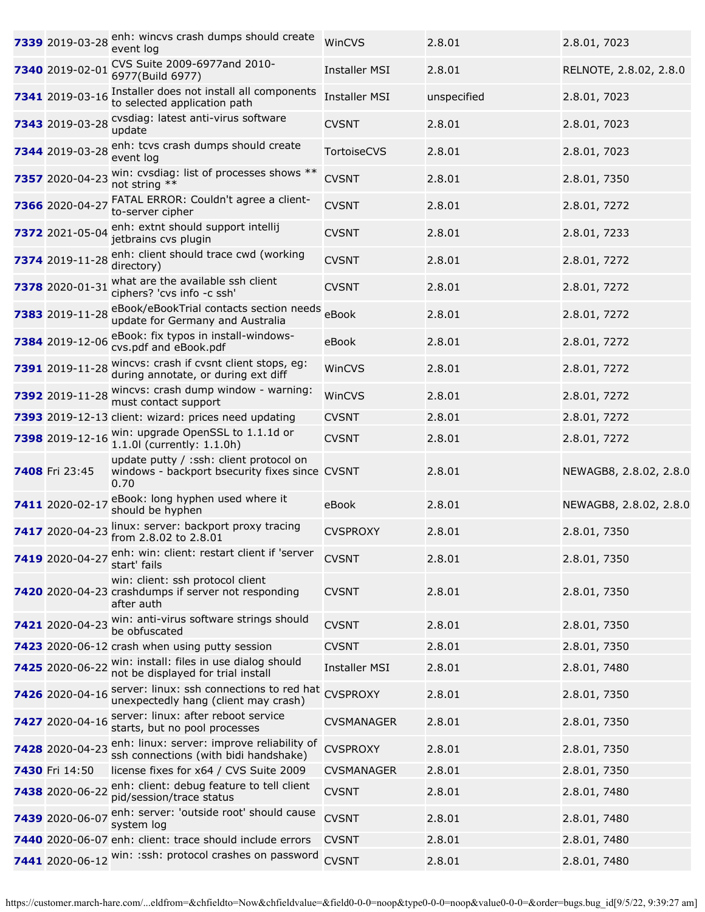| | | | | | |
|---|---|---|---|---|---|
| **7339** | 2019-03-28 | enh: wincvs crash dumps should create event log | WinCVS | 2.8.01 | 2.8.01, 7023 |
| **7340** | 2019-02-01 | CVS Suite 2009-6977and 2010-6977(Build 6977) | Installer MSI | 2.8.01 | RELNOTE, 2.8.02, 2.8.0 |
| **7341** | 2019-03-16 | Installer does not install all components to selected application path | Installer MSI | unspecified | 2.8.01, 7023 |
| **7343** | 2019-03-28 | cvsdiag: latest anti-virus software update | CVSNT | 2.8.01 | 2.8.01, 7023 |
| **7344** | 2019-03-28 | enh: tcvs crash dumps should create event log | TortoiseCVS | 2.8.01 | 2.8.01, 7023 |
| **7357** | 2020-04-23 | win: cvsdiag: list of processes shows ** not string ** | CVSNT | 2.8.01 | 2.8.01, 7350 |
| **7366** | 2020-04-27 | FATAL ERROR: Couldn't agree a client-to-server cipher | CVSNT | 2.8.01 | 2.8.01, 7272 |
| **7372** | 2021-05-04 | enh: extnt should support intellij jetbrains cvs plugin | CVSNT | 2.8.01 | 2.8.01, 7233 |
| **7374** | 2019-11-28 | enh: client should trace cwd (working directory) | CVSNT | 2.8.01 | 2.8.01, 7272 |
| **7378** | 2020-01-31 | what are the available ssh client ciphers? 'cvs info -c ssh' | CVSNT | 2.8.01 | 2.8.01, 7272 |
| **7383** | 2019-11-28 | eBook/eBookTrial contacts section needs update for Germany and Australia | eBook | 2.8.01 | 2.8.01, 7272 |
| **7384** | 2019-12-06 | eBook: fix typos in install-windows-cvs.pdf and eBook.pdf | eBook | 2.8.01 | 2.8.01, 7272 |
| **7391** | 2019-11-28 | wincvs: crash if cvsnt client stops, eg: during annotate, or during ext diff | WinCVS | 2.8.01 | 2.8.01, 7272 |
| **7392** | 2019-11-28 | wincvs: crash dump window - warning: must contact support | WinCVS | 2.8.01 | 2.8.01, 7272 |
| **7393** | 2019-12-13 | client: wizard: prices need updating | CVSNT | 2.8.01 | 2.8.01, 7272 |
| **7398** | 2019-12-16 | win: upgrade OpenSSL to 1.1.1d or 1.1.0l (currently: 1.1.0h) | CVSNT | 2.8.01 | 2.8.01, 7272 |
| **7408** | Fri 23:45 | update putty / :ssh: client protocol on windows - backport bsecurity fixes since 0.70 | CVSNT | 2.8.01 | NEWAGB8, 2.8.02, 2.8.0 |
| **7411** | 2020-02-17 | eBook: long hyphen used where it should be hyphen | eBook | 2.8.01 | NEWAGB8, 2.8.02, 2.8.0 |
| **7417** | 2020-04-23 | linux: server: backport proxy tracing from 2.8.02 to 2.8.01 | CVSPROXY | 2.8.01 | 2.8.01, 7350 |
| **7419** | 2020-04-27 | enh: win: client: restart client if 'server start' fails | CVSNT | 2.8.01 | 2.8.01, 7350 |
| **7420** | 2020-04-23 | win: client: ssh protocol client crashdumps if server not responding after auth | CVSNT | 2.8.01 | 2.8.01, 7350 |
| **7421** | 2020-04-23 | win: anti-virus software strings should be obfuscated | CVSNT | 2.8.01 | 2.8.01, 7350 |
| **7423** | 2020-06-12 | crash when using putty session | CVSNT | 2.8.01 | 2.8.01, 7350 |
| **7425** | 2020-06-22 | win: install: files in use dialog should not be displayed for trial install | Installer MSI | 2.8.01 | 2.8.01, 7480 |
| **7426** | 2020-04-16 | server: linux: ssh connections to red hat unexpectedly hang (client may crash) | CVSPROXY | 2.8.01 | 2.8.01, 7350 |
| **7427** | 2020-04-16 | server: linux: after reboot service starts, but no pool processes | CVSMANAGER | 2.8.01 | 2.8.01, 7350 |
| **7428** | 2020-04-23 | enh: linux: server: improve reliability of ssh connections (with bidi handshake) | CVSPROXY | 2.8.01 | 2.8.01, 7350 |
| **7430** | Fri 14:50 | license fixes for x64 / CVS Suite 2009 | CVSMANAGER | 2.8.01 | 2.8.01, 7350 |
| **7438** | 2020-06-22 | enh: client: debug feature to tell client pid/session/trace status | CVSNT | 2.8.01 | 2.8.01, 7480 |
| **7439** | 2020-06-07 | enh: server: 'outside root' should cause system log | CVSNT | 2.8.01 | 2.8.01, 7480 |
| **7440** | 2020-06-07 | enh: client: trace should include errors | CVSNT | 2.8.01 | 2.8.01, 7480 |
| **7441** | 2020-06-12 | win: :ssh: protocol crashes on password | CVSNT | 2.8.01 | 2.8.01, 7480 |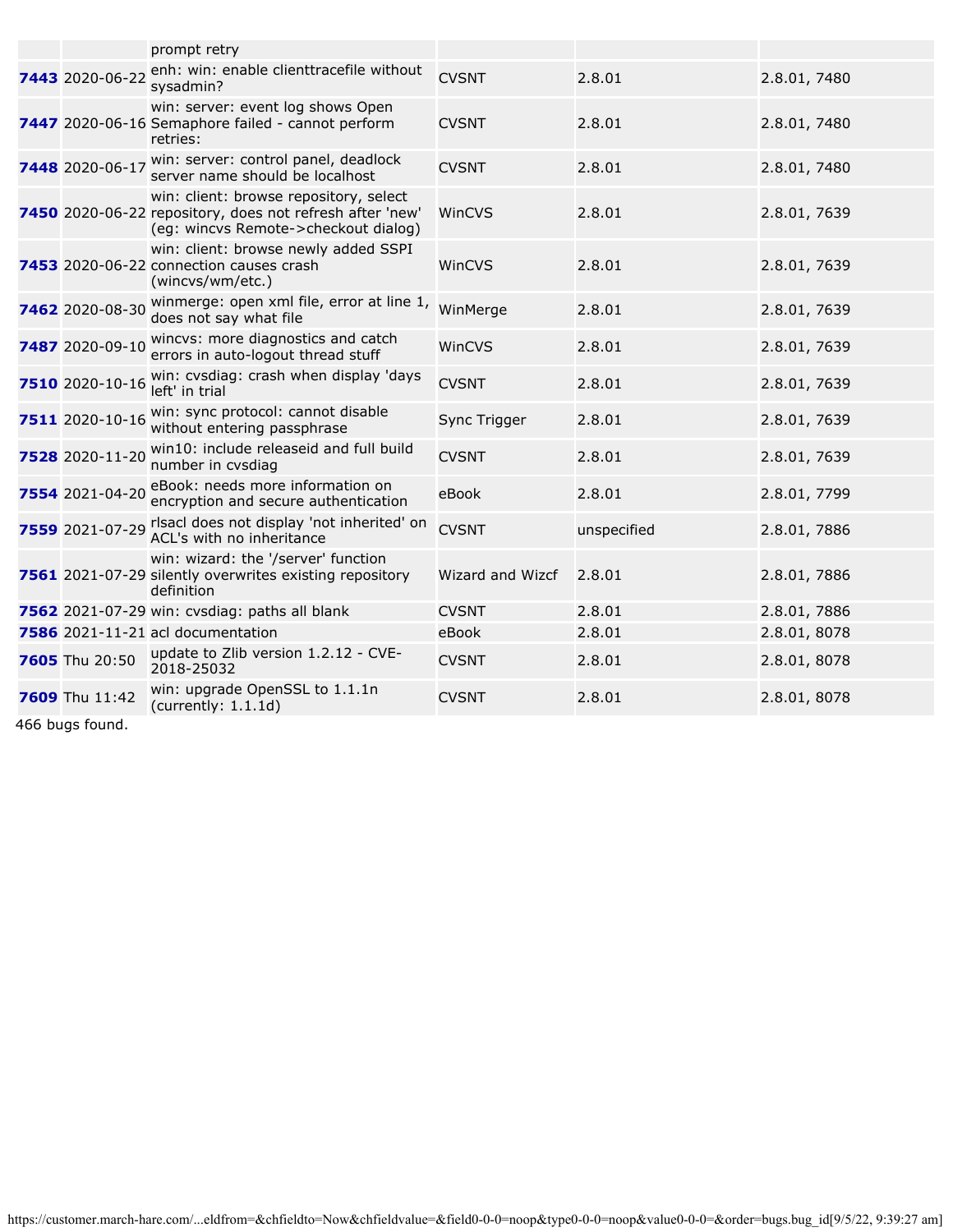| | | | | | |
|---|---|---|---|---|---|
| | | prompt retry | | | |
| **7443** | 2020-06-22 | enh: win: enable clienttracefile without sysadmin? | CVSNT | 2.8.01 | 2.8.01, 7480 |
| **7447** | 2020-06-16 | win: server: event log shows Open Semaphore failed - cannot perform retries: | CVSNT | 2.8.01 | 2.8.01, 7480 |
| **7448** | 2020-06-17 | win: server: control panel, deadlock server name should be localhost | CVSNT | 2.8.01 | 2.8.01, 7480 |
| **7450** | 2020-06-22 | win: client: browse repository, select repository, does not refresh after 'new' (eg: wincvs Remote->checkout dialog) | WinCVS | 2.8.01 | 2.8.01, 7639 |
| **7453** | 2020-06-22 | win: client: browse newly added SSPI connection causes crash (wincvs/wm/etc.) | WinCVS | 2.8.01 | 2.8.01, 7639 |
| **7462** | 2020-08-30 | winmerge: open xml file, error at line 1, does not say what file | WinMerge | 2.8.01 | 2.8.01, 7639 |
| **7487** | 2020-09-10 | wincvs: more diagnostics and catch errors in auto-logout thread stuff | WinCVS | 2.8.01 | 2.8.01, 7639 |
| **7510** | 2020-10-16 | win: cvsdiag: crash when display 'days left' in trial | CVSNT | 2.8.01 | 2.8.01, 7639 |
| **7511** | 2020-10-16 | win: sync protocol: cannot disable without entering passphrase | Sync Trigger | 2.8.01 | 2.8.01, 7639 |
| **7528** | 2020-11-20 | win10: include releaseid and full build number in cvsdiag | CVSNT | 2.8.01 | 2.8.01, 7639 |
| **7554** | 2021-04-20 | eBook: needs more information on encryption and secure authentication | eBook | 2.8.01 | 2.8.01, 7799 |
| **7559** | 2021-07-29 | rlsacl does not display 'not inherited' on ACL's with no inheritance | CVSNT | unspecified | 2.8.01, 7886 |
| **7561** | 2021-07-29 | win: wizard: the '/server' function silently overwrites existing repository definition | Wizard and Wizcf | 2.8.01 | 2.8.01, 7886 |
| **7562** | 2021-07-29 | win: cvsdiag: paths all blank | CVSNT | 2.8.01 | 2.8.01, 7886 |
| **7586** | 2021-11-21 | acl documentation | eBook | 2.8.01 | 2.8.01, 8078 |
| **7605** | Thu 20:50 | update to Zlib version 1.2.12 - CVE-2018-25032 | CVSNT | 2.8.01 | 2.8.01, 8078 |
| **7609** | Thu 11:42 | win: upgrade OpenSSL to 1.1.1n (currently: 1.1.1d) | CVSNT | 2.8.01 | 2.8.01, 8078 |

466 bugs found.